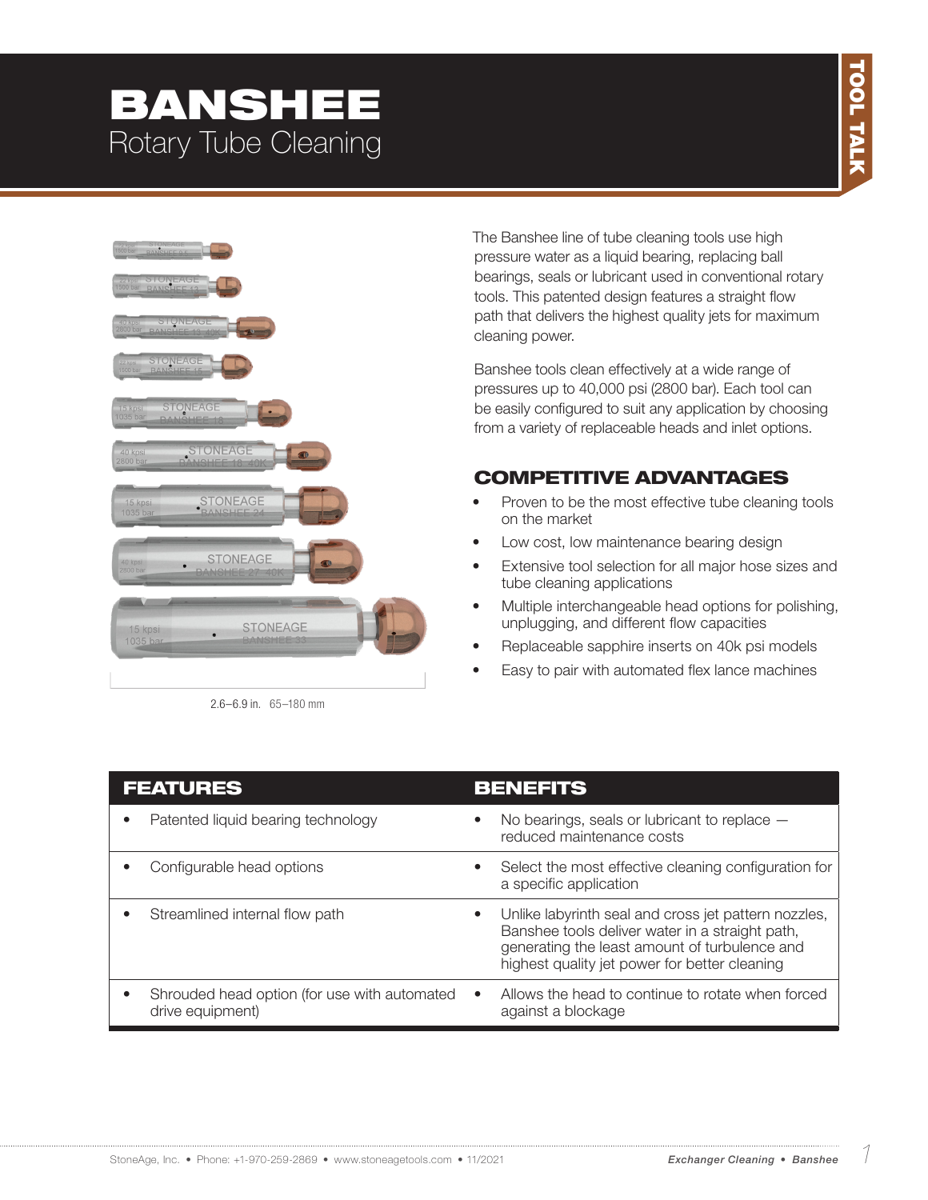# BANSHEE
Rotary Tube Cleaning

TOOL TALK

2.6–6.9 in. 65–180 mm

The Banshee line of tube cleaning tools use high pressure water as a liquid bearing, replacing ball bearings, seals or lubricant used in conventional rotary tools. This patented design features a straight flow path that delivers the highest quality jets for maximum cleaning power.

Banshee tools clean effectively at a wide range of pressures up to 40,000 psi (2800 bar). Each tool can be easily configured to suit any application by choosing from a variety of replaceable heads and inlet options.

## COMPETITIVE ADVANTAGES

- Proven to be the most effective tube cleaning tools on the market
- Low cost, low maintenance bearing design
- Extensive tool selection for all major hose sizes and tube cleaning applications
- Multiple interchangeable head options for polishing, unplugging, and different flow capacities
- Replaceable sapphire inserts on 40k psi models
- Easy to pair with automated flex lance machines

| FEATURES | BENEFITS |
| --- | --- |
| • Patented liquid bearing technology | • No bearings, seals or lubricant to replace — reduced maintenance costs |
| • Configurable head options | • Select the most effective cleaning configuration for a specific application |
| • Streamlined internal flow path | • Unlike labyrinth seal and cross jet pattern nozzles, Banshee tools deliver water in a straight path, generating the least amount of turbulence and highest quality jet power for better cleaning |
| • Shrouded head option (for use with automated drive equipment) | • Allows the head to continue to rotate when forced against a blockage |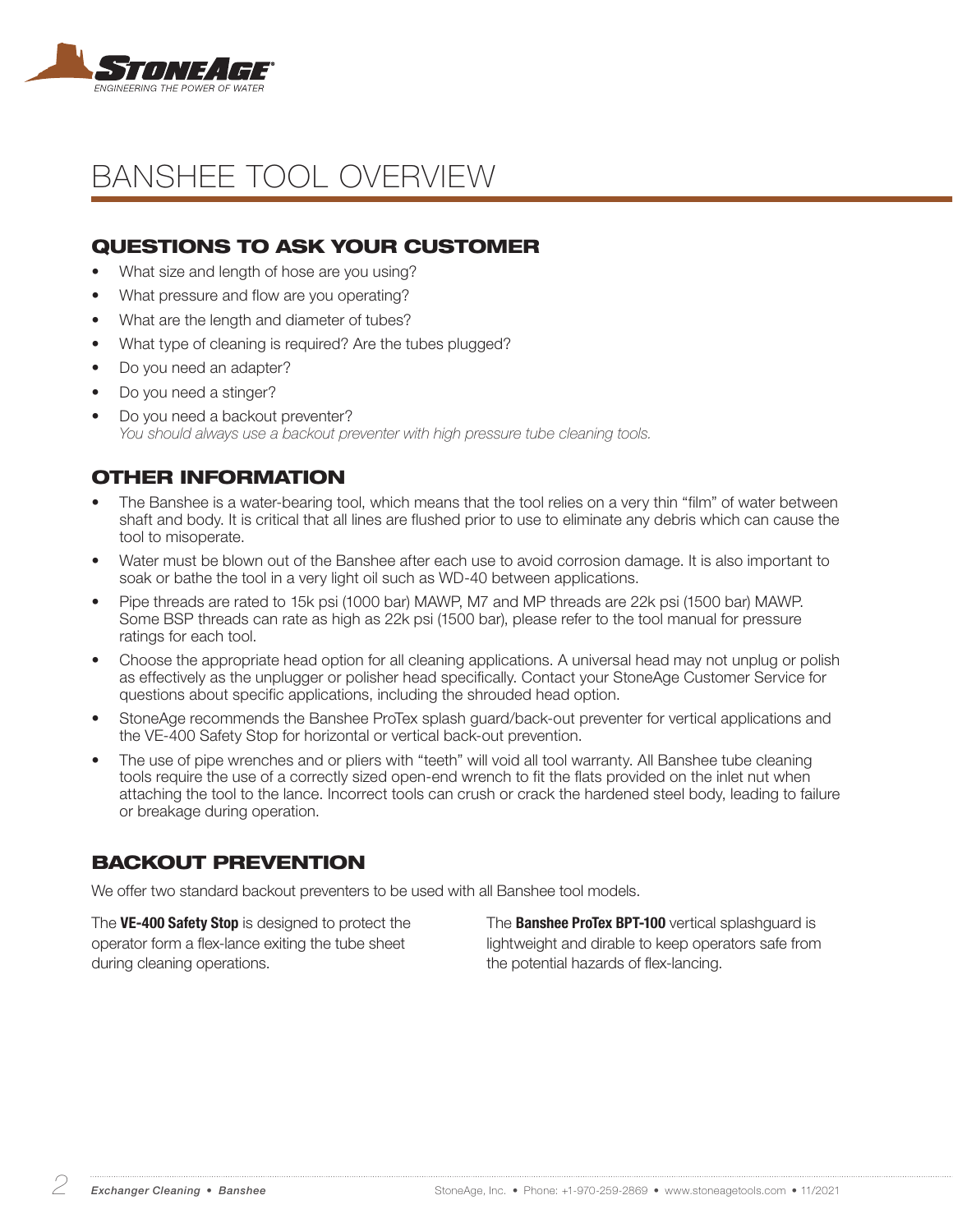# BANSHEE TOOL OVERVIEW

## QUESTIONS TO ASK YOUR CUSTOMER

- What size and length of hose are you using?
- What pressure and flow are you operating?
- What are the length and diameter of tubes?
- What type of cleaning is required? Are the tubes plugged?
- Do you need an adapter?
- Do you need a stinger?
- Do you need a backout preventer?
  *You should always use a backout preventer with high pressure tube cleaning tools.*

## OTHER INFORMATION

- The Banshee is a water-bearing tool, which means that the tool relies on a very thin "film" of water between shaft and body. It is critical that all lines are flushed prior to use to eliminate any debris which can cause the tool to misoperate.
- Water must be blown out of the Banshee after each use to avoid corrosion damage. It is also important to soak or bathe the tool in a very light oil such as WD-40 between applications.
- Pipe threads are rated to 15k psi (1000 bar) MAWP, M7 and MP threads are 22k psi (1500 bar) MAWP. Some BSP threads can rate as high as 22k psi (1500 bar), please refer to the tool manual for pressure ratings for each tool.
- Choose the appropriate head option for all cleaning applications. A universal head may not unplug or polish as effectively as the unplugger or polisher head specifically. Contact your StoneAge Customer Service for questions about specific applications, including the shrouded head option.
- StoneAge recommends the Banshee ProTex splash guard/back-out preventer for vertical applications and the VE-400 Safety Stop for horizontal or vertical back-out prevention.
- The use of pipe wrenches and or pliers with "teeth" will void all tool warranty. All Banshee tube cleaning tools require the use of a correctly sized open-end wrench to fit the flats provided on the inlet nut when attaching the tool to the lance. Incorrect tools can crush or crack the hardened steel body, leading to failure or breakage during operation.

## BACKOUT PREVENTION

We offer two standard backout preventers to be used with all Banshee tool models.

The **VE-400 Safety Stop** is designed to protect the operator form a flex-lance exiting the tube sheet during cleaning operations.

The **Banshee ProTex BPT-100** vertical splashguard is lightweight and dirable to keep operators safe from the potential hazards of flex-lancing.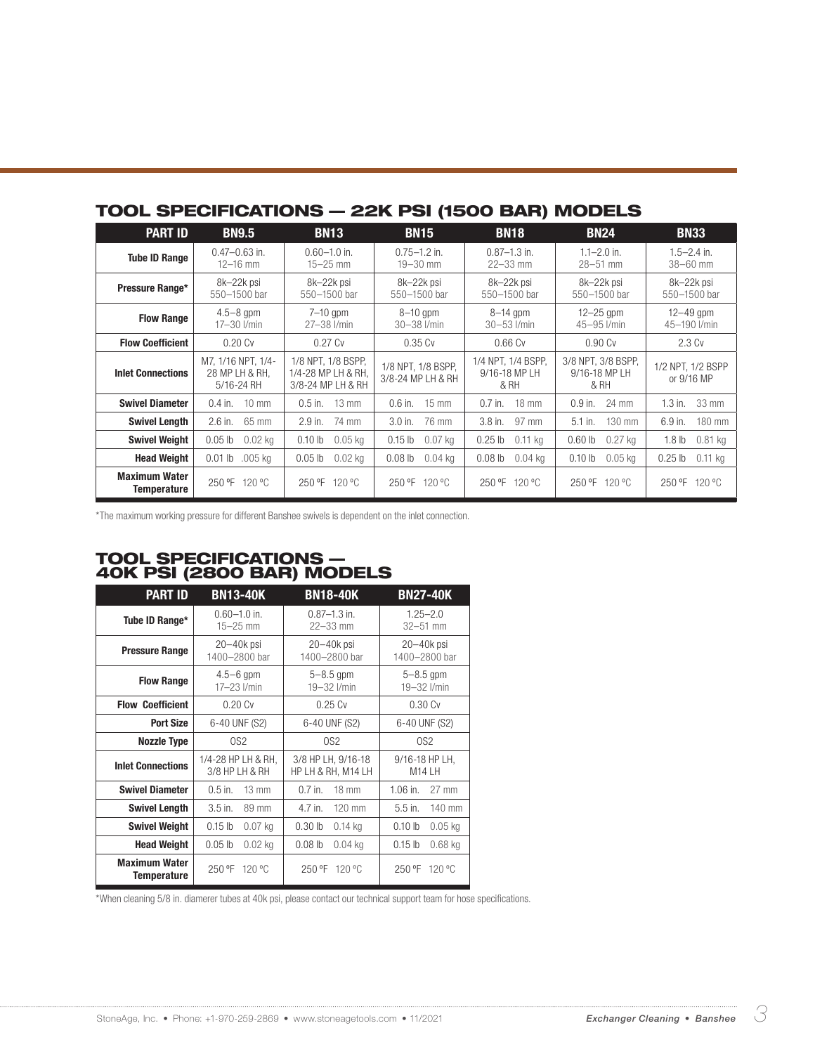## TOOL SPECIFICATIONS — 22K PSI (1500 BAR) MODELS

| PART ID | BN9.5 | BN13 | BN15 | BN18 | BN24 | BN33 |
|---|---|---|---|---|---|---|
| **Tube ID Range** | 0.47–0.63 in. 12–16 mm | 0.60–1.0 in. 15–25 mm | 0.75–1.2 in. 19–30 mm | 0.87–1.3 in. 22–33 mm | 1.1–2.0 in. 28–51 mm | 1.5–2.4 in. 38–60 mm |
| **Pressure Range*** | 8k–22k psi 550–1500 bar | 8k–22k psi 550–1500 bar | 8k–22k psi 550–1500 bar | 8k–22k psi 550–1500 bar | 8k–22k psi 550–1500 bar | 8k–22k psi 550–1500 bar |
| **Flow Range** | 4.5–8 gpm 17–30 l/min | 7–10 gpm 27–38 l/min | 8–10 gpm 30–38 l/min | 8–14 gpm 30–53 l/min | 12–25 gpm 45–95 l/min | 12–49 gpm 45–190 l/min |
| **Flow Coefficient** | 0.20 Cv | 0.27 Cv | 0.35 Cv | 0.66 Cv | 0.90 Cv | 2.3 Cv |
| **Inlet Connections** | M7, 1/16 NPT, 1/4-28 MP LH & RH, 5/16-24 RH | 1/8 NPT, 1/8 BSPP, 1/4-28 MP LH & RH, 3/8-24 MP LH & RH | 1/8 NPT, 1/8 BSPP, 3/8-24 MP LH & RH | 1/4 NPT, 1/4 BSPP, 9/16-18 MP LH & RH | 3/8 NPT, 3/8 BSPP, 9/16-18 MP LH & RH | 1/2 NPT, 1/2 BSPP or 9/16 MP |
| **Swivel Diameter** | 0.4 in. 10 mm | 0.5 in. 13 mm | 0.6 in. 15 mm | 0.7 in. 18 mm | 0.9 in. 24 mm | 1.3 in. 33 mm |
| **Swivel Length** | 2.6 in. 65 mm | 2.9 in. 74 mm | 3.0 in. 76 mm | 3.8 in. 97 mm | 5.1 in. 130 mm | 6.9 in. 180 mm |
| **Swivel Weight** | 0.05 lb 0.02 kg | 0.10 lb 0.05 kg | 0.15 lb 0.07 kg | 0.25 lb 0.11 kg | 0.60 lb 0.27 kg | 1.8 lb 0.81 kg |
| **Head Weight** | 0.01 lb .005 kg | 0.05 lb 0.02 kg | 0.08 lb 0.04 kg | 0.08 lb 0.04 kg | 0.10 lb 0.05 kg | 0.25 lb 0.11 kg |
| **Maximum Water Temperature** | 250 ºF 120 ºC | 250 ºF 120 ºC | 250 ºF 120 ºC | 250 ºF 120 ºC | 250 ºF 120 ºC | 250 ºF 120 ºC |

*The maximum working pressure for different Banshee swivels is dependent on the inlet connection.

## TOOL SPECIFICATIONS — 40K PSI (2800 BAR) MODELS

| PART ID | BN13-40K | BN18-40K | BN27-40K |
|---|---|---|---|
| **Tube ID Range*** | 0.60–1.0 in. 15–25 mm | 0.87–1.3 in. 22–33 mm | 1.25–2.0 32–51 mm |
| **Pressure Range** | 20–40k psi 1400–2800 bar | 20–40k psi 1400–2800 bar | 20–40k psi 1400–2800 bar |
| **Flow Range** | 4.5–6 gpm 17–23 l/min | 5–8.5 gpm 19–32 l/min | 5–8.5 gpm 19–32 l/min |
| **Flow Coefficient** | 0.20 Cv | 0.25 Cv | 0.30 Cv |
| **Port Size** | 6-40 UNF (S2) | 6-40 UNF (S2) | 6-40 UNF (S2) |
| **Nozzle Type** | OS2 | OS2 | OS2 |
| **Inlet Connections** | 1/4-28 HP LH & RH, 3/8 HP LH & RH | 3/8 HP LH, 9/16-18 HP LH & RH, M14 LH | 9/16-18 HP LH, M14 LH |
| **Swivel Diameter** | 0.5 in. 13 mm | 0.7 in. 18 mm | 1.06 in. 27 mm |
| **Swivel Length** | 3.5 in. 89 mm | 4.7 in. 120 mm | 5.5 in. 140 mm |
| **Swivel Weight** | 0.15 lb 0.07 kg | 0.30 lb 0.14 kg | 0.10 lb 0.05 kg |
| **Head Weight** | 0.05 lb 0.02 kg | 0.08 lb 0.04 kg | 0.15 lb 0.68 kg |
| **Maximum Water Temperature** | 250 ºF 120 ºC | 250 ºF 120 ºC | 250 ºF 120 ºC |

*When cleaning 5/8 in. diamerer tubes at 40k psi, please contact our technical support team for hose specifications.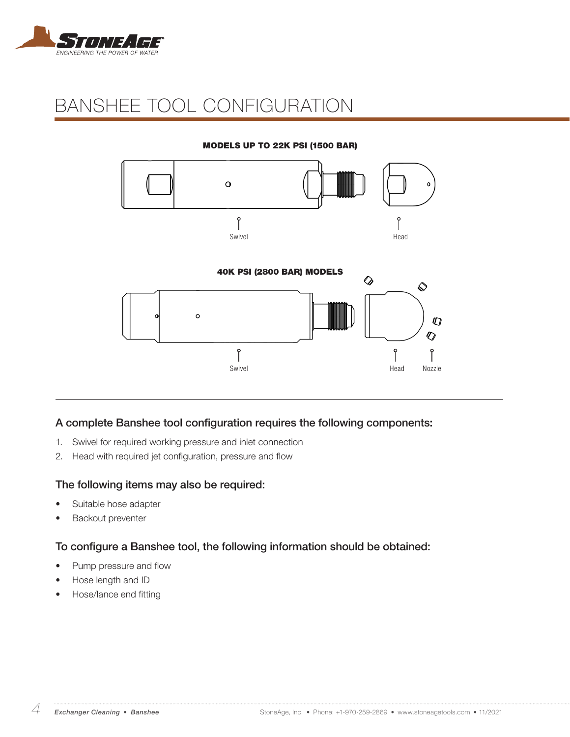# BANSHEE TOOL CONFIGURATION

**MODELS UP TO 22K PSI (1500 BAR)**

Swivel

Head

**40K PSI (2800 BAR) MODELS**

Swivel

Head

Nozzle

### A complete Banshee tool configuration requires the following components:

1. Swivel for required working pressure and inlet connection
2. Head with required jet configuration, pressure and flow

### The following items may also be required:

- Suitable hose adapter
- Backout preventer

### To configure a Banshee tool, the following information should be obtained:

- Pump pressure and flow
- Hose length and ID
- Hose/lance end fitting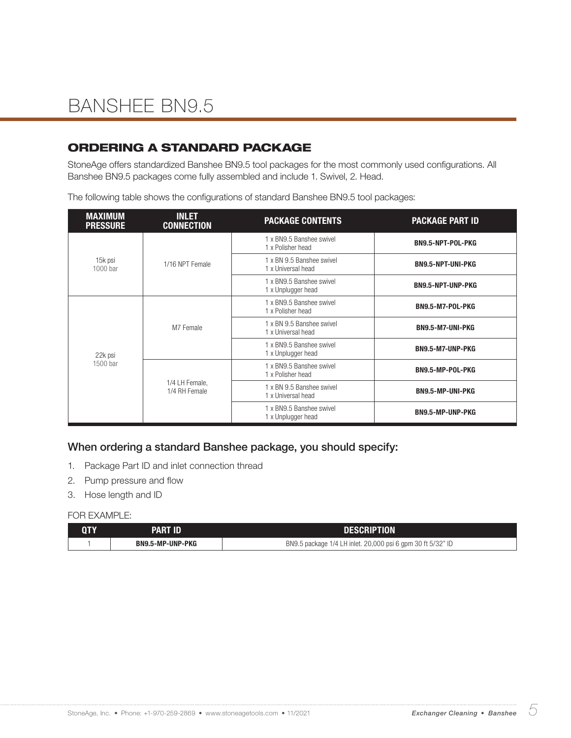# BANSHEE BN9.5

## ORDERING A STANDARD PACKAGE

StoneAge offers standardized Banshee BN9.5 tool packages for the most commonly used configurations. All Banshee BN9.5 packages come fully assembled and include 1. Swivel, 2. Head.

The following table shows the configurations of standard Banshee BN9.5 tool packages:

| MAXIMUM PRESSURE | INLET CONNECTION | PACKAGE CONTENTS | PACKAGE PART ID |
|---|---|---|---|
| 15k psi<br>1000 bar | 1/16 NPT Female | 1 x BN9.5 Banshee swivel<br>1 x Polisher head | **BN9.5-NPT-POL-PKG** |
| | | 1 x BN 9.5 Banshee swivel<br>1 x Universal head | **BN9.5-NPT-UNI-PKG** |
| | | 1 x BN9.5 Banshee swivel<br>1 x Unplugger head | **BN9.5-NPT-UNP-PKG** |
| 22k psi<br>1500 bar | M7 Female | 1 x BN9.5 Banshee swivel<br>1 x Polisher head | **BN9.5-M7-POL-PKG** |
| | | 1 x BN 9.5 Banshee swivel<br>1 x Universal head | **BN9.5-M7-UNI-PKG** |
| | | 1 x BN9.5 Banshee swivel<br>1 x Unplugger head | **BN9.5-M7-UNP-PKG** |
| | 1/4 LH Female,<br>1/4 RH Female | 1 x BN9.5 Banshee swivel<br>1 x Polisher head | **BN9.5-MP-POL-PKG** |
| | | 1 x BN 9.5 Banshee swivel<br>1 x Universal head | **BN9.5-MP-UNI-PKG** |
| | | 1 x BN9.5 Banshee swivel<br>1 x Unplugger head | **BN9.5-MP-UNP-PKG** |

### When ordering a standard Banshee package, you should specify:

1. Package Part ID and inlet connection thread
2. Pump pressure and flow
3. Hose length and ID

FOR EXAMPLE:

| QTY | PART ID | DESCRIPTION |
|---|---|---|
| 1 | **BN9.5-MP-UNP-PKG** | BN9.5 package 1/4 LH inlet. 20,000 psi 6 gpm 30 ft 5/32" ID |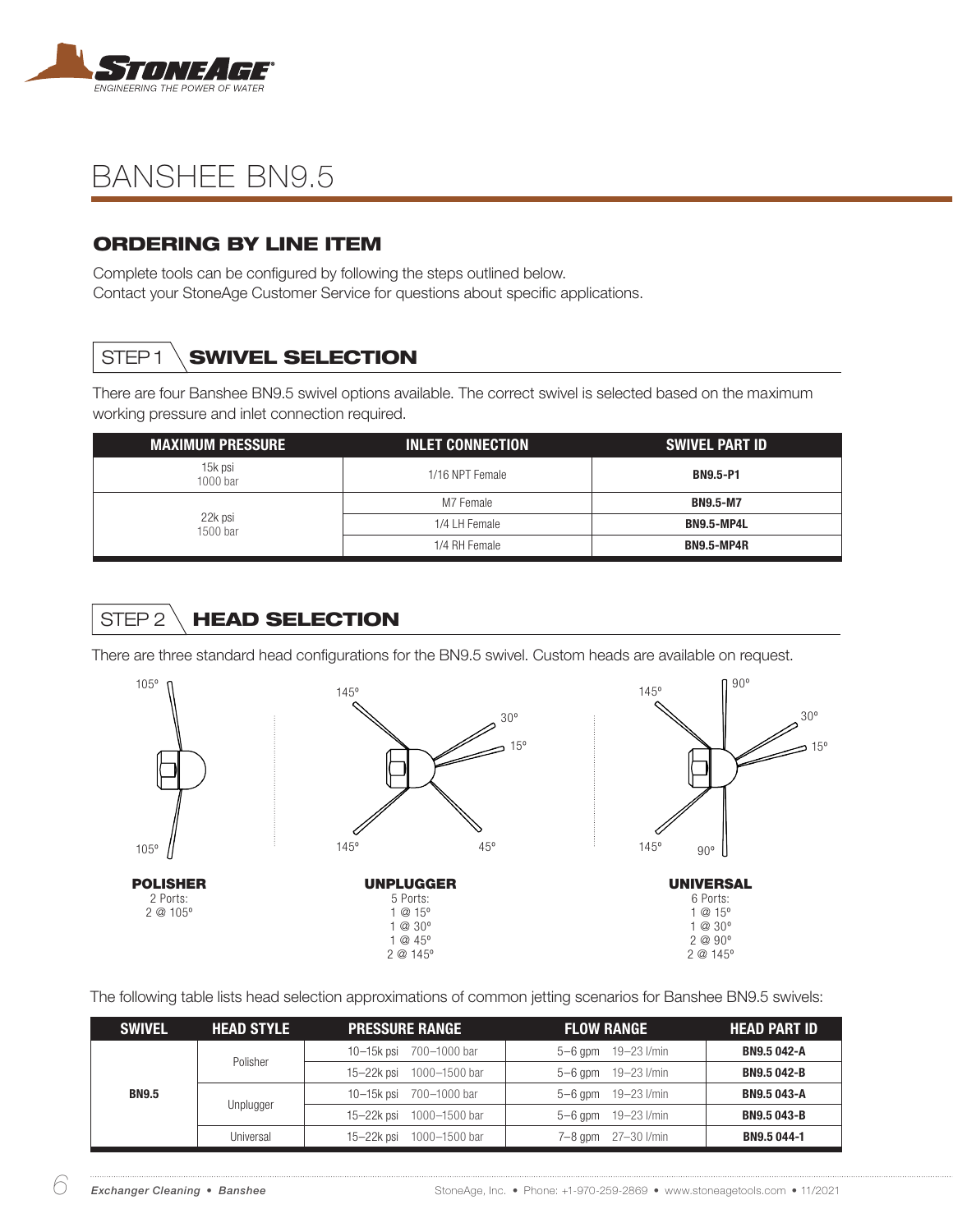# BANSHEE BN9.5

## ORDERING BY LINE ITEM

Complete tools can be configured by following the steps outlined below.
Contact your StoneAge Customer Service for questions about specific applications.

## STEP 1 SWIVEL SELECTION

There are four Banshee BN9.5 swivel options available. The correct swivel is selected based on the maximum working pressure and inlet connection required.

| MAXIMUM PRESSURE | INLET CONNECTION | SWIVEL PART ID |
|---|---|---|
| 15k psi 1000 bar | 1/16 NPT Female | **BN9.5-P1** |
| 22k psi 1500 bar | M7 Female | **BN9.5-M7** |
| | 1/4 LH Female | **BN9.5-MP4L** |
| | 1/4 RH Female | **BN9.5-MP4R** |

## STEP 2 HEAD SELECTION

There are three standard head configurations for the BN9.5 swivel. Custom heads are available on request.

**POLISHER**
2 Ports:
2 @ 105°

**UNPLUGGER**
5 Ports:
1 @ 15°
1 @ 30°
1 @ 45°
2 @ 145°

**UNIVERSAL**
6 Ports:
1 @ 15°
1 @ 30°
2 @ 90°
2 @ 145°

The following table lists head selection approximations of common jetting scenarios for Banshee BN9.5 swivels:

| SWIVEL | HEAD STYLE | PRESSURE RANGE | FLOW RANGE | HEAD PART ID |
|---|---|---|---|---|
| **BN9.5** | Polisher | 10–15k psi 700–1000 bar | 5–6 gpm 19–23 l/min | **BN9.5 042-A** |
| | | 15–22k psi 1000–1500 bar | 5–6 gpm 19–23 l/min | **BN9.5 042-B** |
| | Unplugger | 10–15k psi 700–1000 bar | 5–6 gpm 19–23 l/min | **BN9.5 043-A** |
| | | 15–22k psi 1000–1500 bar | 5–6 gpm 19–23 l/min | **BN9.5 043-B** |
| | Universal | 15–22k psi 1000–1500 bar | 7–8 gpm 27–30 l/min | **BN9.5 044-1** |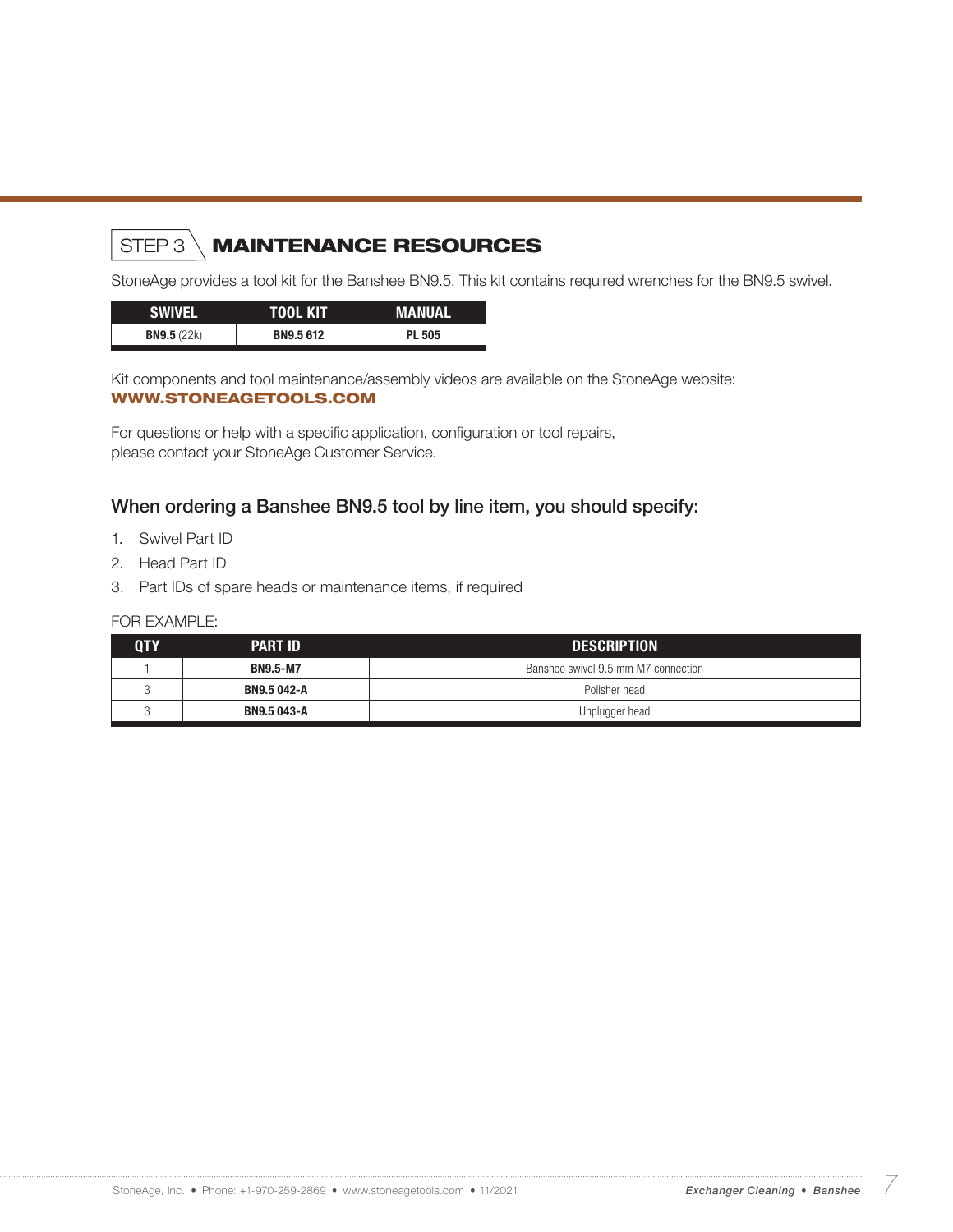## STEP 3 MAINTENANCE RESOURCES

StoneAge provides a tool kit for the Banshee BN9.5. This kit contains required wrenches for the BN9.5 swivel.

| SWIVEL | TOOL KIT | MANUAL |
|---|---|---|
| **BN9.5** (22k) | **BN9.5 612** | **PL 505** |

Kit components and tool maintenance/assembly videos are available on the StoneAge website:
**WWW.STONEAGETOOLS.COM**

For questions or help with a specific application, configuration or tool repairs, please contact your StoneAge Customer Service.

### When ordering a Banshee BN9.5 tool by line item, you should specify:

1. Swivel Part ID
2. Head Part ID
3. Part IDs of spare heads or maintenance items, if required

FOR EXAMPLE:

| QTY | PART ID | DESCRIPTION |
|---|---|---|
| 1 | **BN9.5-M7** | Banshee swivel 9.5 mm M7 connection |
| 3 | **BN9.5 042-A** | Polisher head |
| 3 | **BN9.5 043-A** | Unplugger head |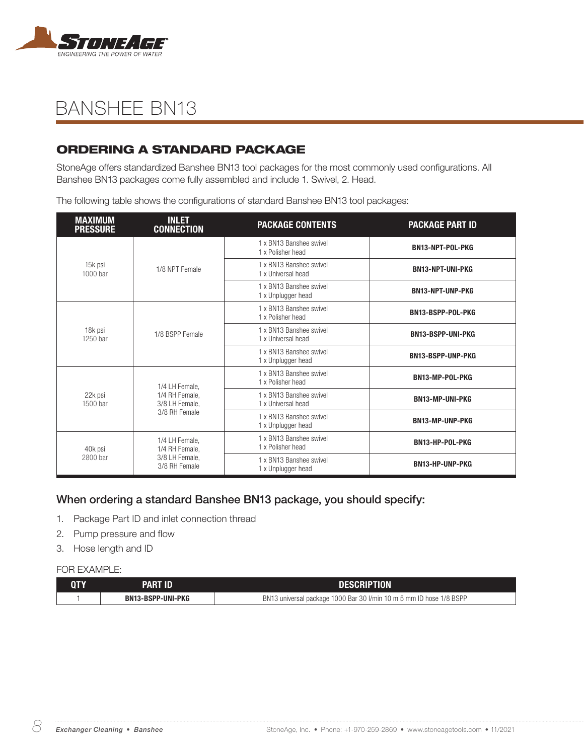# BANSHEE BN13

## ORDERING A STANDARD PACKAGE

StoneAge offers standardized Banshee BN13 tool packages for the most commonly used configurations. All Banshee BN13 packages come fully assembled and include 1. Swivel, 2. Head.

The following table shows the configurations of standard Banshee BN13 tool packages:

| MAXIMUM PRESSURE | INLET CONNECTION | PACKAGE CONTENTS | PACKAGE PART ID |
|---|---|---|---|
| 15k psi 1000 bar | 1/8 NPT Female | 1 x BN13 Banshee swivel 1 x Polisher head | **BN13-NPT-POL-PKG** |
| | | 1 x BN13 Banshee swivel 1 x Universal head | **BN13-NPT-UNI-PKG** |
| | | 1 x BN13 Banshee swivel 1 x Unplugger head | **BN13-NPT-UNP-PKG** |
| 18k psi 1250 bar | 1/8 BSPP Female | 1 x BN13 Banshee swivel 1 x Polisher head | **BN13-BSPP-POL-PKG** |
| | | 1 x BN13 Banshee swivel 1 x Universal head | **BN13-BSPP-UNI-PKG** |
| | | 1 x BN13 Banshee swivel 1 x Unplugger head | **BN13-BSPP-UNP-PKG** |
| 22k psi 1500 bar | 1/4 LH Female, 1/4 RH Female, 3/8 LH Female, 3/8 RH Female | 1 x BN13 Banshee swivel 1 x Polisher head | **BN13-MP-POL-PKG** |
| | | 1 x BN13 Banshee swivel 1 x Universal head | **BN13-MP-UNI-PKG** |
| | | 1 x BN13 Banshee swivel 1 x Unplugger head | **BN13-MP-UNP-PKG** |
| 40k psi 2800 bar | 1/4 LH Female, 1/4 RH Female, 3/8 LH Female, 3/8 RH Female | 1 x BN13 Banshee swivel 1 x Polisher head | **BN13-HP-POL-PKG** |
| | | 1 x BN13 Banshee swivel 1 x Unplugger head | **BN13-HP-UNP-PKG** |

### When ordering a standard Banshee BN13 package, you should specify:

1. Package Part ID and inlet connection thread
2. Pump pressure and flow
3. Hose length and ID

FOR EXAMPLE:

| QTY | PART ID | DESCRIPTION |
|---|---|---|
| 1 | **BN13-BSPP-UNI-PKG** | BN13 universal package 1000 Bar 30 l/min 10 m 5 mm ID hose 1/8 BSPP |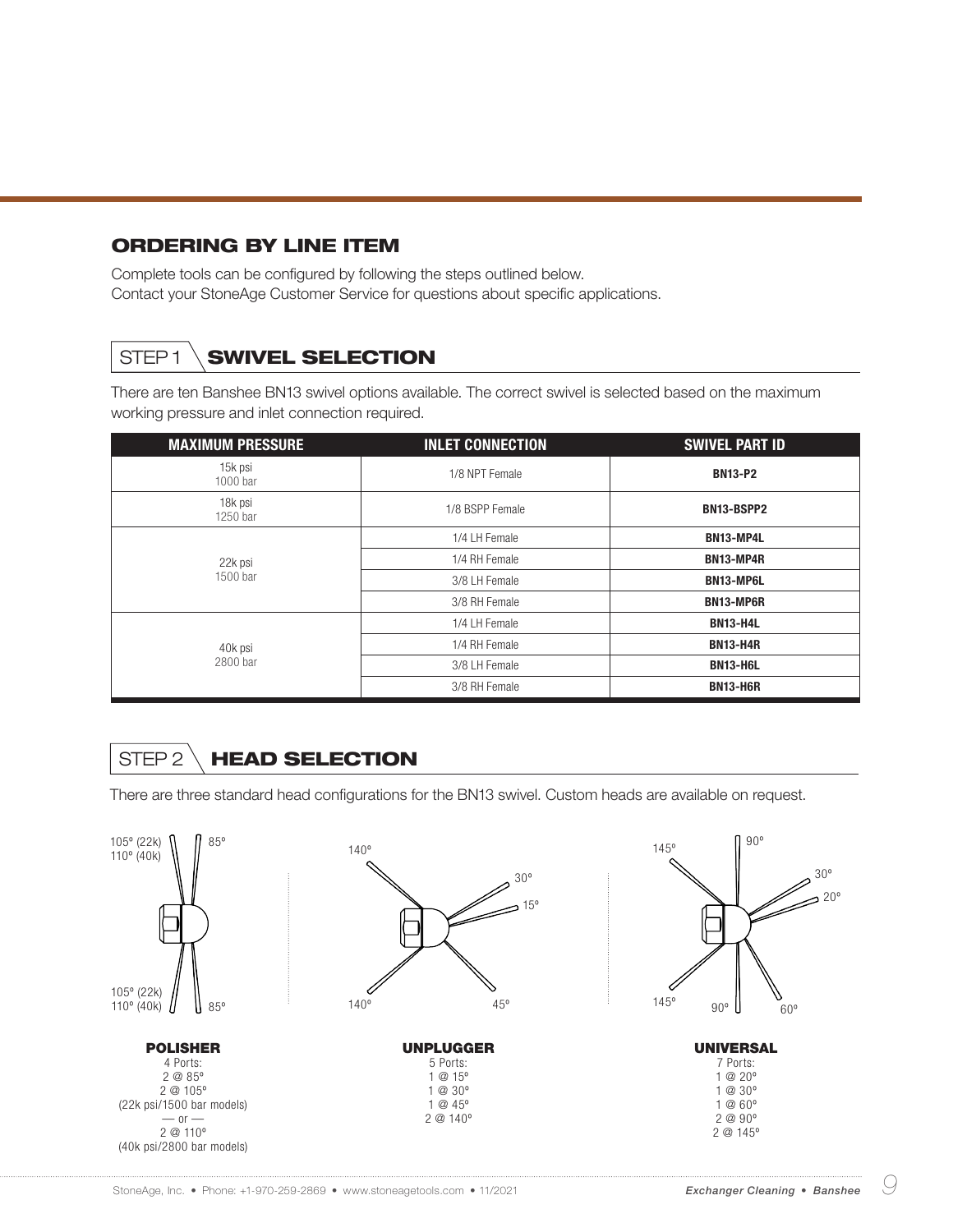## ORDERING BY LINE ITEM

Complete tools can be configured by following the steps outlined below.
Contact your StoneAge Customer Service for questions about specific applications.

### STEP 1 SWIVEL SELECTION

There are ten Banshee BN13 swivel options available. The correct swivel is selected based on the maximum working pressure and inlet connection required.

| MAXIMUM PRESSURE | INLET CONNECTION | SWIVEL PART ID |
|---|---|---|
| 15k psi 1000 bar | 1/8 NPT Female | **BN13-P2** |
| 18k psi 1250 bar | 1/8 BSPP Female | **BN13-BSPP2** |
| 22k psi 1500 bar | 1/4 LH Female | **BN13-MP4L** |
| | 1/4 RH Female | **BN13-MP4R** |
| | 3/8 LH Female | **BN13-MP6L** |
| | 3/8 RH Female | **BN13-MP6R** |
| 40k psi 2800 bar | 1/4 LH Female | **BN13-H4L** |
| | 1/4 RH Female | **BN13-H4R** |
| | 3/8 LH Female | **BN13-H6L** |
| | 3/8 RH Female | **BN13-H6R** |

### STEP 2 HEAD SELECTION

There are three standard head configurations for the BN13 swivel. Custom heads are available on request.

105º (22k) 110º (40k) 85º

105º (22k) 110º (40k) 85º

**POLISHER**
4 Ports:
2 @ 85º
2 @ 105º
(22k psi/1500 bar models)
— or —
2 @ 110º
(40k psi/2800 bar models)

140º 30º 15º 140º 45º

**UNPLUGGER**
5 Ports:
1 @ 15º
1 @ 30º
1 @ 45º
2 @ 140º

145º 90º 30º 20º 145º 90º 60º

**UNIVERSAL**
7 Ports:
1 @ 20º
1 @ 30º
1 @ 60º
2 @ 90º
2 @ 145º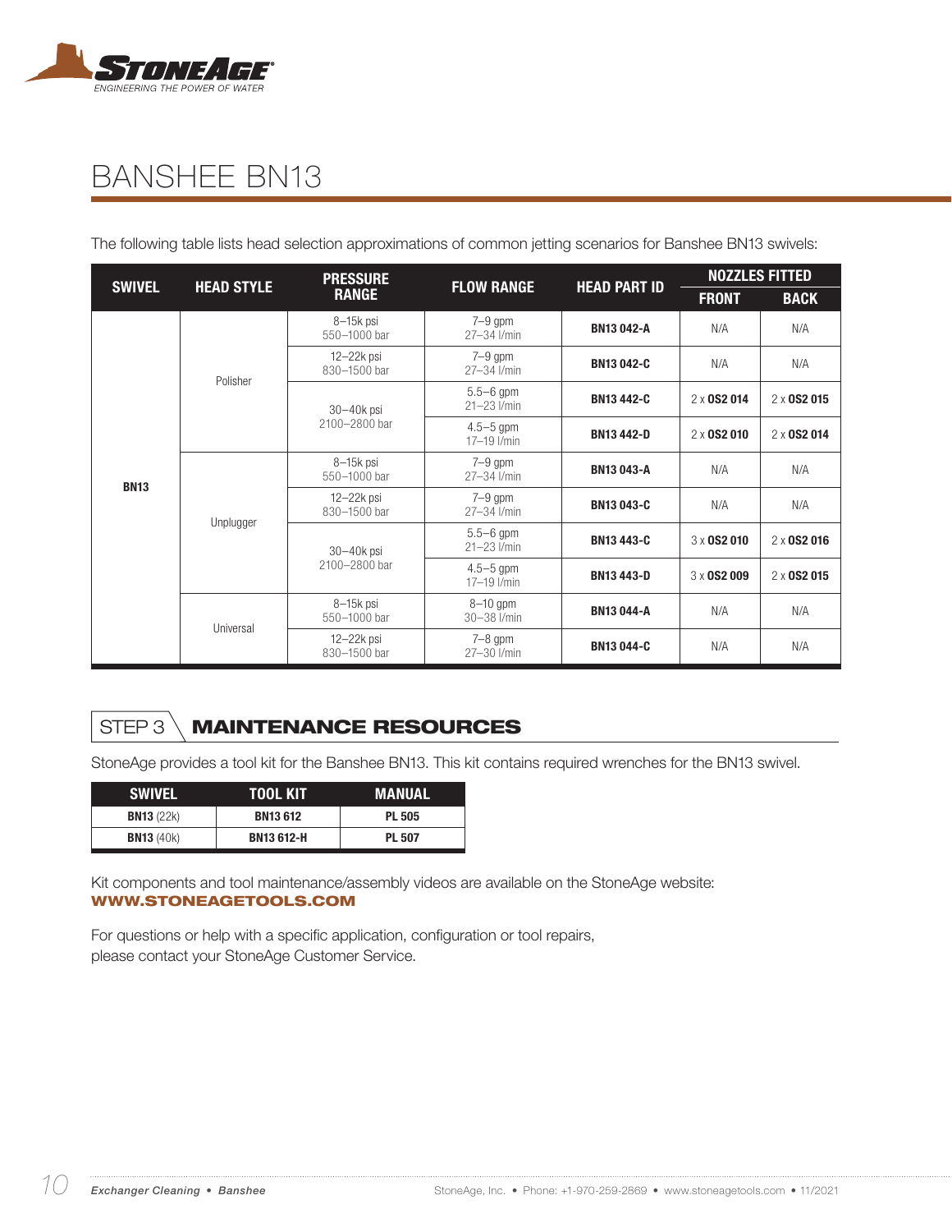# BANSHEE BN13

The following table lists head selection approximations of common jetting scenarios for Banshee BN13 swivels:

| SWIVEL | HEAD STYLE | PRESSURE RANGE | FLOW RANGE | HEAD PART ID | NOZZLES FITTED | |
|---|---|---|---|---|---|---|
| | | | | | FRONT | BACK |
| BN13 | Polisher | 8–15k psi 550–1000 bar | 7–9 gpm 27–34 l/min | **BN13 042-A** | N/A | N/A |
| | | 12–22k psi 830–1500 bar | 7–9 gpm 27–34 l/min | **BN13 042-C** | N/A | N/A |
| | | 30–40k psi 2100–2800 bar | 5.5–6 gpm 21–23 l/min | **BN13 442-C** | 2 x **OS2 014** | 2 x **OS2 015** |
| | | | 4.5–5 gpm 17–19 l/min | **BN13 442-D** | 2 x **OS2 010** | 2 x **OS2 014** |
| | Unplugger | 8–15k psi 550–1000 bar | 7–9 gpm 27–34 l/min | **BN13 043-A** | N/A | N/A |
| | | 12–22k psi 830–1500 bar | 7–9 gpm 27–34 l/min | **BN13 043-C** | N/A | N/A |
| | | 30–40k psi 2100–2800 bar | 5.5–6 gpm 21–23 l/min | **BN13 443-C** | 3 x **OS2 010** | 2 x **OS2 016** |
| | | | 4.5–5 gpm 17–19 l/min | **BN13 443-D** | 3 x **OS2 009** | 2 x **OS2 015** |
| | Universal | 8–15k psi 550–1000 bar | 8–10 gpm 30–38 l/min | **BN13 044-A** | N/A | N/A |
| | | 12–22k psi 830–1500 bar | 7–8 gpm 27–30 l/min | **BN13 044-C** | N/A | N/A |

## STEP 3 MAINTENANCE RESOURCES

StoneAge provides a tool kit for the Banshee BN13. This kit contains required wrenches for the BN13 swivel.

| SWIVEL | TOOL KIT | MANUAL |
|---|---|---|
| **BN13** (22k) | **BN13 612** | **PL 505** |
| **BN13** (40k) | **BN13 612-H** | **PL 507** |

Kit components and tool maintenance/assembly videos are available on the StoneAge website:
**WWW.STONEAGETOOLS.COM**

For questions or help with a specific application, configuration or tool repairs,
please contact your StoneAge Customer Service.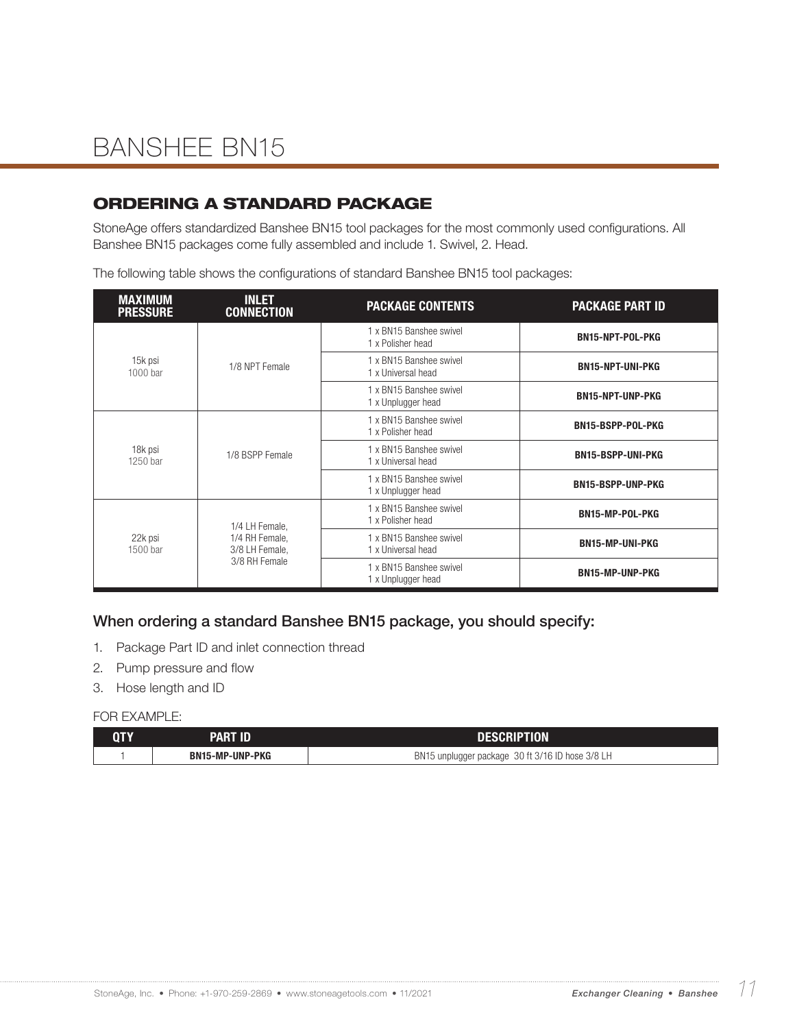# BANSHEE BN15

## ORDERING A STANDARD PACKAGE

StoneAge offers standardized Banshee BN15 tool packages for the most commonly used configurations. All Banshee BN15 packages come fully assembled and include 1. Swivel, 2. Head.

The following table shows the configurations of standard Banshee BN15 tool packages:

| MAXIMUM PRESSURE | INLET CONNECTION | PACKAGE CONTENTS | PACKAGE PART ID |
|---|---|---|---|
| 15k psi 1000 bar | 1/8 NPT Female | 1 x BN15 Banshee swivel 1 x Polisher head | **BN15-NPT-POL-PKG** |
| | | 1 x BN15 Banshee swivel 1 x Universal head | **BN15-NPT-UNI-PKG** |
| | | 1 x BN15 Banshee swivel 1 x Unplugger head | **BN15-NPT-UNP-PKG** |
| 18k psi 1250 bar | 1/8 BSPP Female | 1 x BN15 Banshee swivel 1 x Polisher head | **BN15-BSPP-POL-PKG** |
| | | 1 x BN15 Banshee swivel 1 x Universal head | **BN15-BSPP-UNI-PKG** |
| | | 1 x BN15 Banshee swivel 1 x Unplugger head | **BN15-BSPP-UNP-PKG** |
| 22k psi 1500 bar | 1/4 LH Female, 1/4 RH Female, 3/8 LH Female, 3/8 RH Female | 1 x BN15 Banshee swivel 1 x Polisher head | **BN15-MP-POL-PKG** |
| | | 1 x BN15 Banshee swivel 1 x Universal head | **BN15-MP-UNI-PKG** |
| | | 1 x BN15 Banshee swivel 1 x Unplugger head | **BN15-MP-UNP-PKG** |

### When ordering a standard Banshee BN15 package, you should specify:

1. Package Part ID and inlet connection thread
2. Pump pressure and flow
3. Hose length and ID

FOR EXAMPLE:

| QTY | PART ID | DESCRIPTION |
|---|---|---|
| 1 | **BN15-MP-UNP-PKG** | BN15 unplugger package 30 ft 3/16 ID hose 3/8 LH |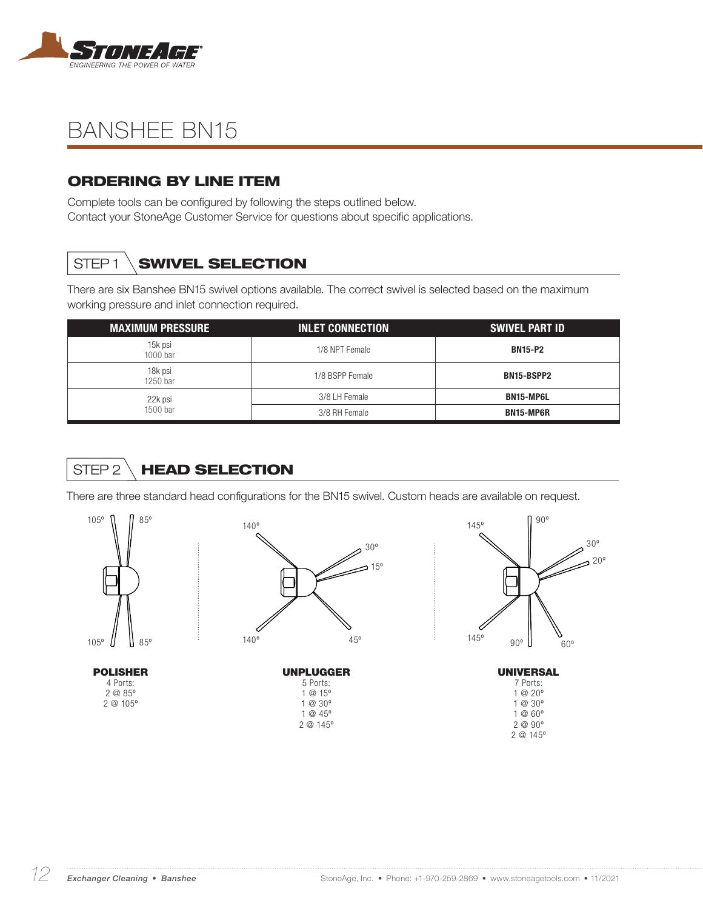# BANSHEE BN15

## ORDERING BY LINE ITEM

Complete tools can be configured by following the steps outlined below.
Contact your StoneAge Customer Service for questions about specific applications.

## STEP 1 SWIVEL SELECTION

There are six Banshee BN15 swivel options available. The correct swivel is selected based on the maximum working pressure and inlet connection required.

| MAXIMUM PRESSURE | INLET CONNECTION | SWIVEL PART ID |
|---|---|---|
| 15k psi<br>1000 bar | 1/8 NPT Female | **BN15-P2** |
| 18k psi<br>1250 bar | 1/8 BSPP Female | **BN15-BSPP2** |
| 22k psi<br>1500 bar | 3/8 LH Female | **BN15-MP6L** |
| | 3/8 RH Female | **BN15-MP6R** |

## STEP 2 HEAD SELECTION

There are three standard head configurations for the BN15 swivel. Custom heads are available on request.

105° 85°
105° 85°

**POLISHER**
4 Ports:
2 @ 85°
2 @ 105°

140° 30° 15°
140° 45°

**UNPLUGGER**
5 Ports:
1 @ 15°
1 @ 30°
1 @ 45°
2 @ 145°

145° 90° 30° 20°
145° 90° 60°

**UNIVERSAL**
7 Ports:
1 @ 20°
1 @ 30°
1 @ 60°
2 @ 90°
2 @ 145°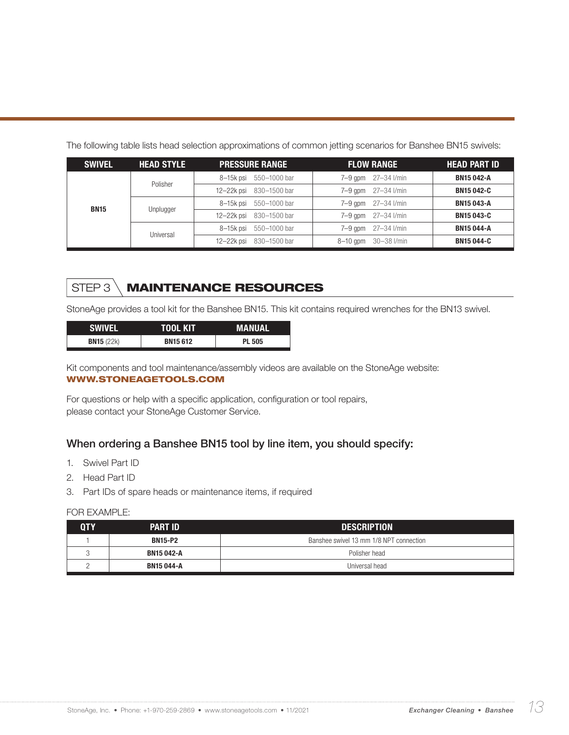The following table lists head selection approximations of common jetting scenarios for Banshee BN15 swivels:

| SWIVEL | HEAD STYLE | PRESSURE RANGE | FLOW RANGE | HEAD PART ID |
|---|---|---|---|---|
| **BN15** | Polisher | 8–15k psi 550–1000 bar | 7–9 gpm 27–34 l/min | **BN15 042-A** |
| | | 12–22k psi 830–1500 bar | 7–9 gpm 27–34 l/min | **BN15 042-C** |
| | Unplugger | 8–15k psi 550–1000 bar | 7–9 gpm 27–34 l/min | **BN15 043-A** |
| | | 12–22k psi 830–1500 bar | 7–9 gpm 27–34 l/min | **BN15 043-C** |
| | Universal | 8–15k psi 550–1000 bar | 7–9 gpm 27–34 l/min | **BN15 044-A** |
| | | 12–22k psi 830–1500 bar | 8–10 gpm 30–38 l/min | **BN15 044-C** |

## STEP 3 **MAINTENANCE RESOURCES**

StoneAge provides a tool kit for the Banshee BN15. This kit contains required wrenches for the BN13 swivel.

| SWIVEL | TOOL KIT | MANUAL |
|---|---|---|
| **BN15** (22k) | **BN15 612** | **PL 505** |

Kit components and tool maintenance/assembly videos are available on the StoneAge website:
**WWW.STONEAGETOOLS.COM**

For questions or help with a specific application, configuration or tool repairs,
please contact your StoneAge Customer Service.

### When ordering a Banshee BN15 tool by line item, you should specify:

1. Swivel Part ID
2. Head Part ID
3. Part IDs of spare heads or maintenance items, if required

FOR EXAMPLE:

| QTY | PART ID | DESCRIPTION |
|---|---|---|
| 1 | **BN15-P2** | Banshee swivel 13 mm 1/8 NPT connection |
| 3 | **BN15 042-A** | Polisher head |
| 2 | **BN15 044-A** | Universal head |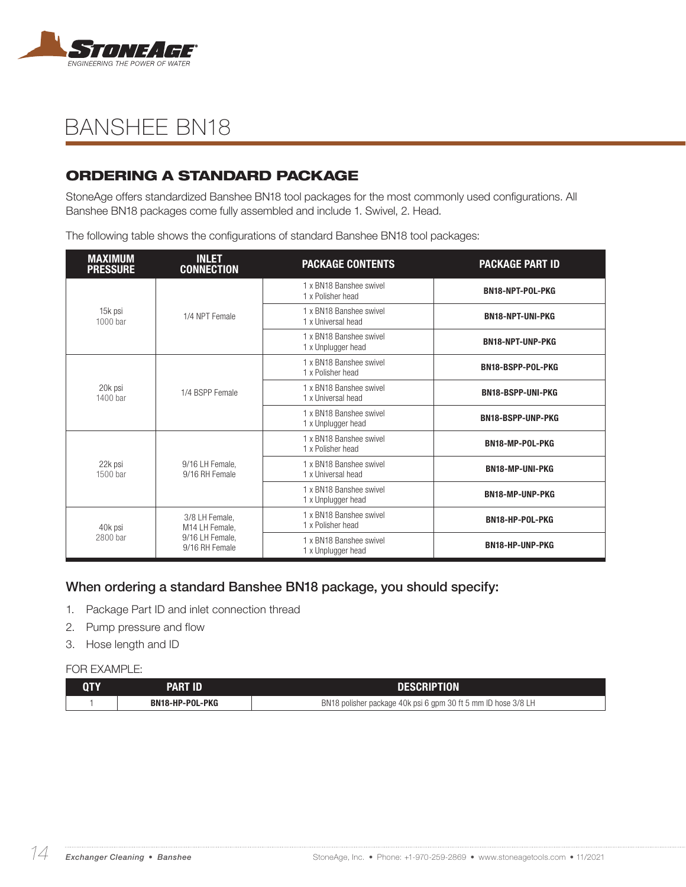# BANSHEE BN18

## ORDERING A STANDARD PACKAGE

StoneAge offers standardized Banshee BN18 tool packages for the most commonly used configurations. All Banshee BN18 packages come fully assembled and include 1. Swivel, 2. Head.

The following table shows the configurations of standard Banshee BN18 tool packages:

| MAXIMUM PRESSURE | INLET CONNECTION | PACKAGE CONTENTS | PACKAGE PART ID |
|---|---|---|---|
| 15k psi 1000 bar | 1/4 NPT Female | 1 x BN18 Banshee swivel 1 x Polisher head | **BN18-NPT-POL-PKG** |
| | | 1 x BN18 Banshee swivel 1 x Universal head | **BN18-NPT-UNI-PKG** |
| | | 1 x BN18 Banshee swivel 1 x Unplugger head | **BN18-NPT-UNP-PKG** |
| 20k psi 1400 bar | 1/4 BSPP Female | 1 x BN18 Banshee swivel 1 x Polisher head | **BN18-BSPP-POL-PKG** |
| | | 1 x BN18 Banshee swivel 1 x Universal head | **BN18-BSPP-UNI-PKG** |
| | | 1 x BN18 Banshee swivel 1 x Unplugger head | **BN18-BSPP-UNP-PKG** |
| 22k psi 1500 bar | 9/16 LH Female, 9/16 RH Female | 1 x BN18 Banshee swivel 1 x Polisher head | **BN18-MP-POL-PKG** |
| | | 1 x BN18 Banshee swivel 1 x Universal head | **BN18-MP-UNI-PKG** |
| | | 1 x BN18 Banshee swivel 1 x Unplugger head | **BN18-MP-UNP-PKG** |
| 40k psi 2800 bar | 3/8 LH Female, M14 LH Female, 9/16 LH Female, 9/16 RH Female | 1 x BN18 Banshee swivel 1 x Polisher head | **BN18-HP-POL-PKG** |
| | | 1 x BN18 Banshee swivel 1 x Unplugger head | **BN18-HP-UNP-PKG** |

### When ordering a standard Banshee BN18 package, you should specify:

1. Package Part ID and inlet connection thread
2. Pump pressure and flow
3. Hose length and ID

FOR EXAMPLE:

| QTY | PART ID | DESCRIPTION |
|---|---|---|
| 1 | **BN18-HP-POL-PKG** | BN18 polisher package 40k psi 6 gpm 30 ft 5 mm ID hose 3/8 LH |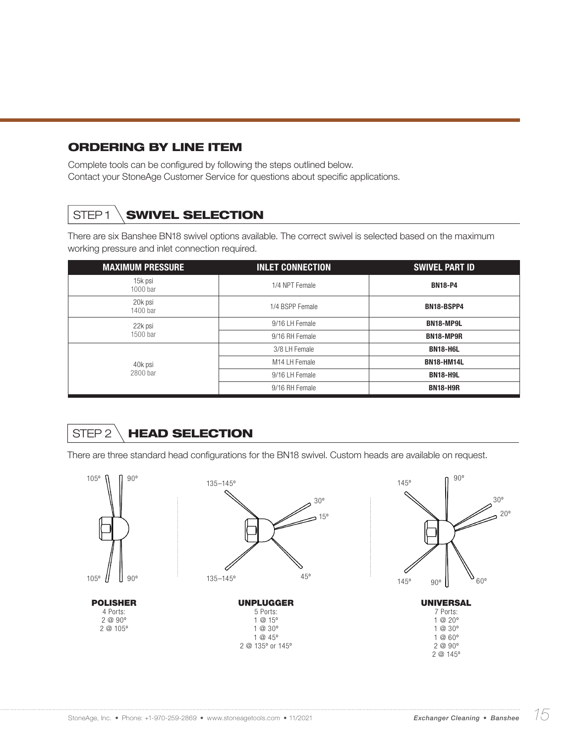## ORDERING BY LINE ITEM

Complete tools can be configured by following the steps outlined below.
Contact your StoneAge Customer Service for questions about specific applications.

### STEP 1 SWIVEL SELECTION

There are six Banshee BN18 swivel options available. The correct swivel is selected based on the maximum working pressure and inlet connection required.

| MAXIMUM PRESSURE | INLET CONNECTION | SWIVEL PART ID |
|---|---|---|
| 15k psi 1000 bar | 1/4 NPT Female | **BN18-P4** |
| 20k psi 1400 bar | 1/4 BSPP Female | **BN18-BSPP4** |
| 22k psi 1500 bar | 9/16 LH Female | **BN18-MP9L** |
| | 9/16 RH Female | **BN18-MP9R** |
| 40k psi 2800 bar | 3/8 LH Female | **BN18-H6L** |
| | M14 LH Female | **BN18-HM14L** |
| | 9/16 LH Female | **BN18-H9L** |
| | 9/16 RH Female | **BN18-H9R** |

### STEP 2 HEAD SELECTION

There are three standard head configurations for the BN18 swivel. Custom heads are available on request.

105º 90º 105º 90º

**POLISHER**
4 Ports:
2 @ 90º
2 @ 105º

135–145º 30º 15º 135–145º 45º

**UNPLUGGER**
5 Ports:
1 @ 15º
1 @ 30º
1 @ 45º
2 @ 135º or 145º

145º 90º 30º 20º 145º 90º 60º

**UNIVERSAL**
7 Ports:
1 @ 20º
1 @ 30º
1 @ 60º
2 @ 90º
2 @ 145º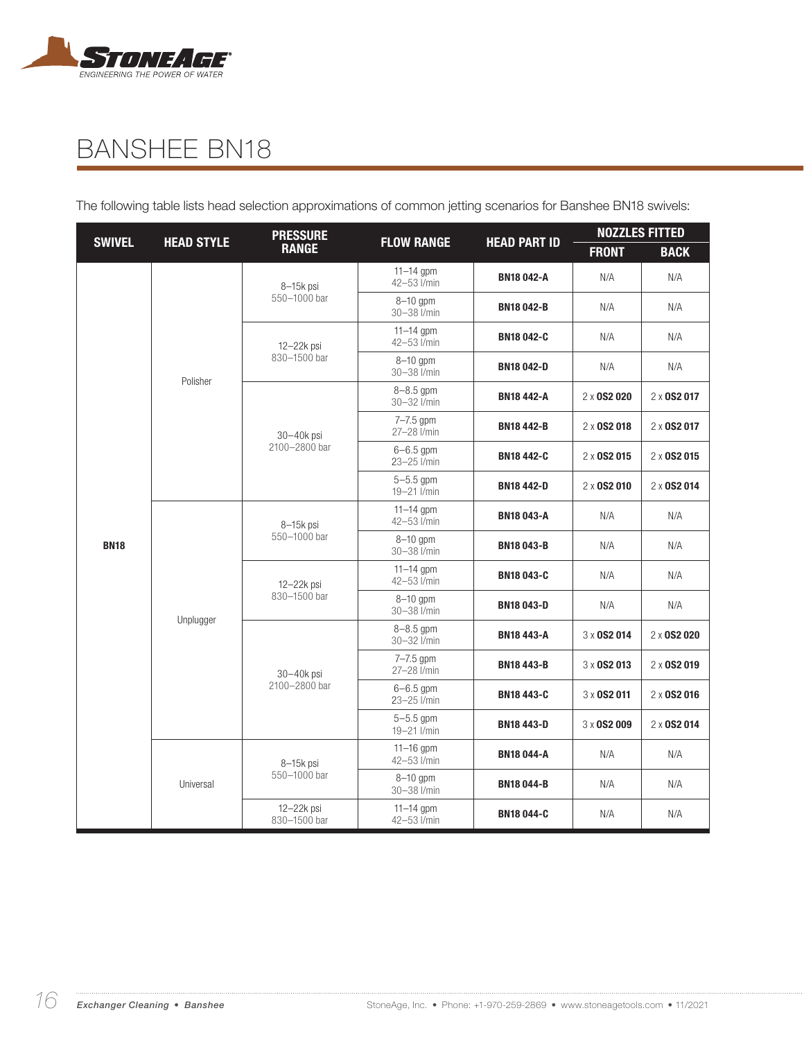# BANSHEE BN18

The following table lists head selection approximations of common jetting scenarios for Banshee BN18 swivels:

| SWIVEL | HEAD STYLE | PRESSURE RANGE | FLOW RANGE | HEAD PART ID | NOZZLES FITTED | |
|---|---|---|---|---|---|---|
| | | | | | FRONT | BACK |
| BN18 | Polisher | 8–15k psi 550–1000 bar | 11–14 gpm 42–53 l/min | **BN18 042-A** | N/A | N/A |
| | | | 8–10 gpm 30–38 l/min | **BN18 042-B** | N/A | N/A |
| | | 12–22k psi 830–1500 bar | 11–14 gpm 42–53 l/min | **BN18 042-C** | N/A | N/A |
| | | | 8–10 gpm 30–38 l/min | **BN18 042-D** | N/A | N/A |
| | | 30–40k psi 2100–2800 bar | 8–8.5 gpm 30–32 l/min | **BN18 442-A** | 2 x **OS2 020** | 2 x **OS2 017** |
| | | | 7–7.5 gpm 27–28 l/min | **BN18 442-B** | 2 x **OS2 018** | 2 x **OS2 017** |
| | | | 6–6.5 gpm 23–25 l/min | **BN18 442-C** | 2 x **OS2 015** | 2 x **OS2 015** |
| | | | 5–5.5 gpm 19–21 l/min | **BN18 442-D** | 2 x **OS2 010** | 2 x **OS2 014** |
| | Unplugger | 8–15k psi 550–1000 bar | 11–14 gpm 42–53 l/min | **BN18 043-A** | N/A | N/A |
| | | | 8–10 gpm 30–38 l/min | **BN18 043-B** | N/A | N/A |
| | | 12–22k psi 830–1500 bar | 11–14 gpm 42–53 l/min | **BN18 043-C** | N/A | N/A |
| | | | 8–10 gpm 30–38 l/min | **BN18 043-D** | N/A | N/A |
| | | 30–40k psi 2100–2800 bar | 8–8.5 gpm 30–32 l/min | **BN18 443-A** | 3 x **OS2 014** | 2 x **OS2 020** |
| | | | 7–7.5 gpm 27–28 l/min | **BN18 443-B** | 3 x **OS2 013** | 2 x **OS2 019** |
| | | | 6–6.5 gpm 23–25 l/min | **BN18 443-C** | 3 x **OS2 011** | 2 x **OS2 016** |
| | | | 5–5.5 gpm 19–21 l/min | **BN18 443-D** | 3 x **OS2 009** | 2 x **OS2 014** |
| | Universal | 8–15k psi 550–1000 bar | 11–16 gpm 42–53 l/min | **BN18 044-A** | N/A | N/A |
| | | | 8–10 gpm 30–38 l/min | **BN18 044-B** | N/A | N/A |
| | | 12–22k psi 830–1500 bar | 11–14 gpm 42–53 l/min | **BN18 044-C** | N/A | N/A |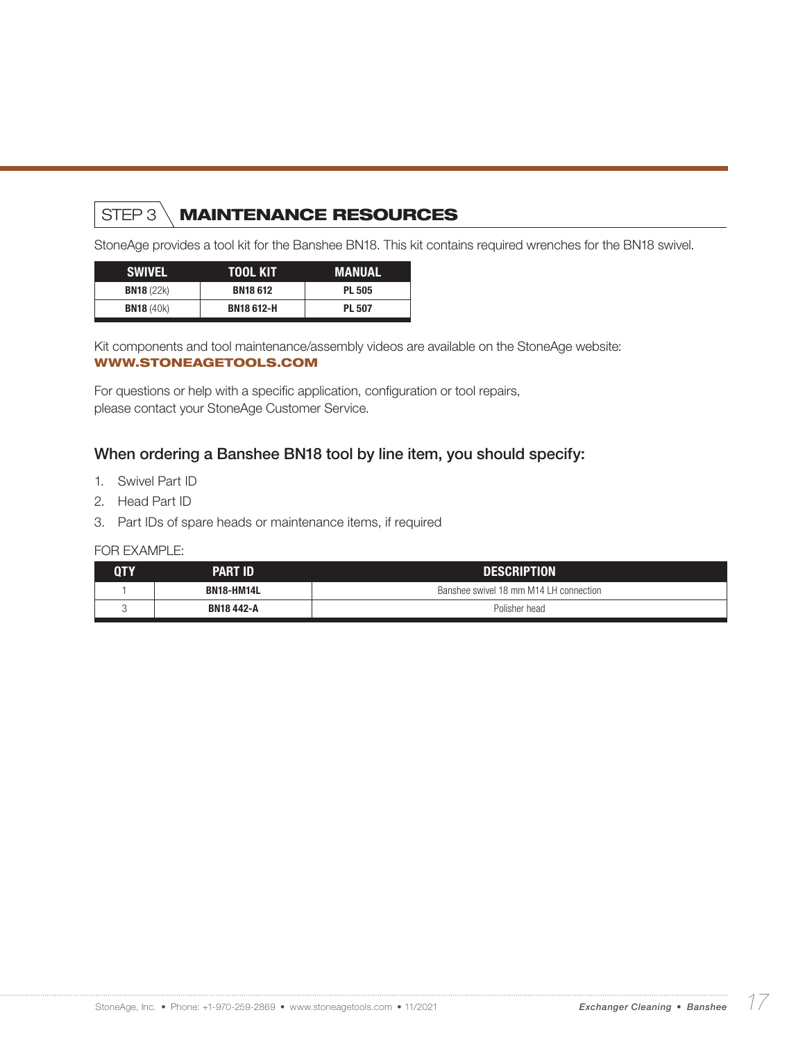## STEP 3 MAINTENANCE RESOURCES

StoneAge provides a tool kit for the Banshee BN18. This kit contains required wrenches for the BN18 swivel.

| SWIVEL | TOOL KIT | MANUAL |
|---|---|---|
| **BN18** (22k) | **BN18 612** | **PL 505** |
| **BN18** (40k) | **BN18 612-H** | **PL 507** |

Kit components and tool maintenance/assembly videos are available on the StoneAge website:
**WWW.STONEAGETOOLS.COM**

For questions or help with a specific application, configuration or tool repairs,
please contact your StoneAge Customer Service.

### When ordering a Banshee BN18 tool by line item, you should specify:

1. Swivel Part ID
2. Head Part ID
3. Part IDs of spare heads or maintenance items, if required

FOR EXAMPLE:

| QTY | PART ID | DESCRIPTION |
|---|---|---|
| 1 | **BN18-HM14L** | Banshee swivel 18 mm M14 LH connection |
| 3 | **BN18 442-A** | Polisher head |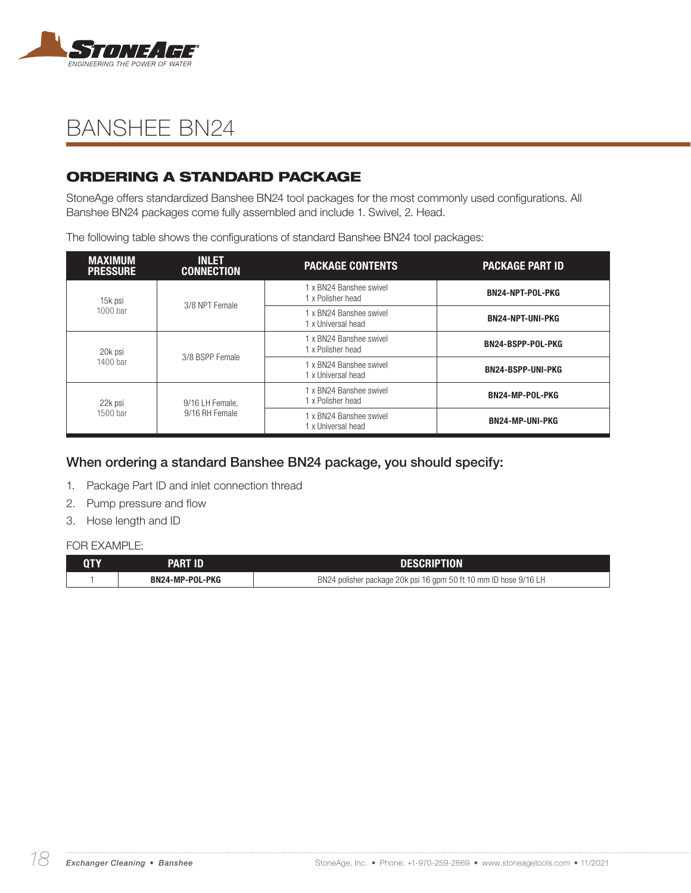# BANSHEE BN24

## ORDERING A STANDARD PACKAGE

StoneAge offers standardized Banshee BN24 tool packages for the most commonly used configurations. All Banshee BN24 packages come fully assembled and include 1. Swivel, 2. Head.

The following table shows the configurations of standard Banshee BN24 tool packages:

| MAXIMUM PRESSURE | INLET CONNECTION | PACKAGE CONTENTS | PACKAGE PART ID |
|---|---|---|---|
| 15k psi<br>1000 bar | 3/8 NPT Female | 1 x BN24 Banshee swivel<br>1 x Polisher head | **BN24-NPT-POL-PKG** |
| | | 1 x BN24 Banshee swivel<br>1 x Universal head | **BN24-NPT-UNI-PKG** |
| 20k psi<br>1400 bar | 3/8 BSPP Female | 1 x BN24 Banshee swivel<br>1 x Polisher head | **BN24-BSPP-POL-PKG** |
| | | 1 x BN24 Banshee swivel<br>1 x Universal head | **BN24-BSPP-UNI-PKG** |
| 22k psi<br>1500 bar | 9/16 LH Female,<br>9/16 RH Female | 1 x BN24 Banshee swivel<br>1 x Polisher head | **BN24-MP-POL-PKG** |
| | | 1 x BN24 Banshee swivel<br>1 x Universal head | **BN24-MP-UNI-PKG** |

### When ordering a standard Banshee BN24 package, you should specify:

1. Package Part ID and inlet connection thread
2. Pump pressure and flow
3. Hose length and ID

FOR EXAMPLE:

| QTY | PART ID | DESCRIPTION |
|---|---|---|
| 1 | **BN24-MP-POL-PKG** | BN24 polisher package 20k psi 16 gpm 50 ft 10 mm ID hose 9/16 LH |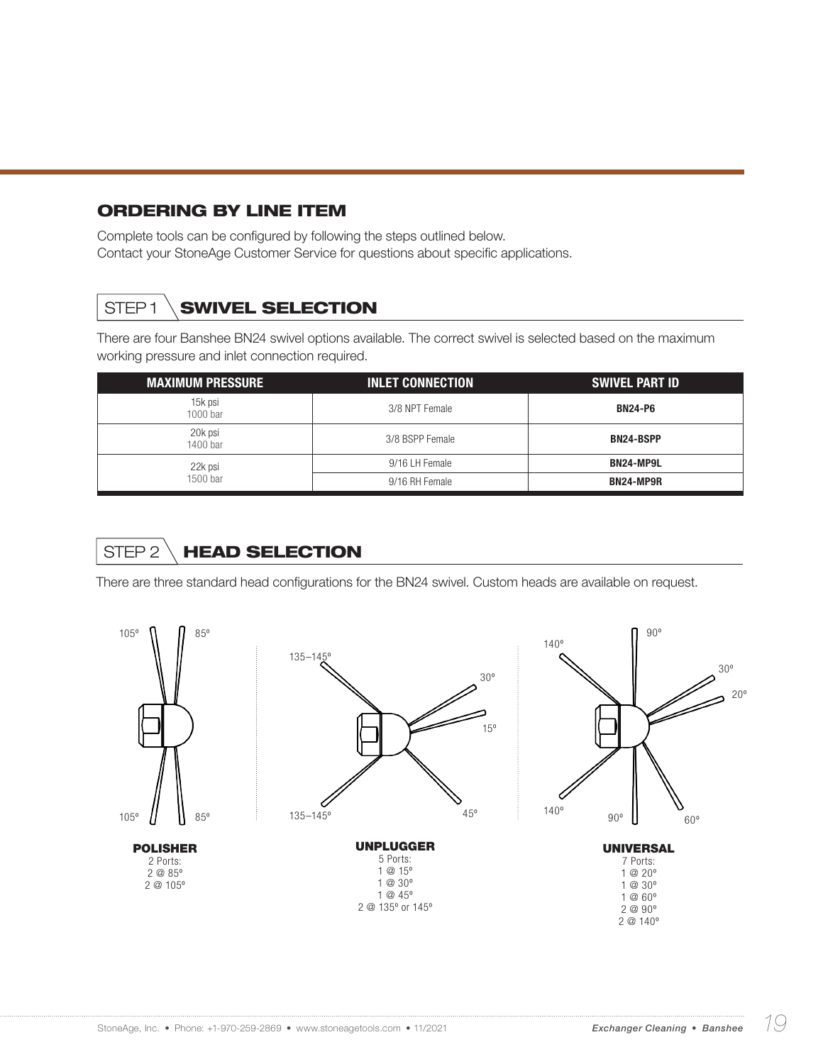## ORDERING BY LINE ITEM

Complete tools can be configured by following the steps outlined below.
Contact your StoneAge Customer Service for questions about specific applications.

### STEP 1 SWIVEL SELECTION

There are four Banshee BN24 swivel options available. The correct swivel is selected based on the maximum working pressure and inlet connection required.

| MAXIMUM PRESSURE | INLET CONNECTION | SWIVEL PART ID |
|---|---|---|
| 15k psi 1000 bar | 3/8 NPT Female | **BN24-P6** |
| 20k psi 1400 bar | 3/8 BSPP Female | **BN24-BSPP** |
| 22k psi 1500 bar | 9/16 LH Female | **BN24-MP9L** |
| | 9/16 RH Female | **BN24-MP9R** |

### STEP 2 HEAD SELECTION

There are three standard head configurations for the BN24 swivel. Custom heads are available on request.

**POLISHER**
2 Ports:
2 @ 85°
2 @ 105°

**UNPLUGGER**
5 Ports:
1 @ 15°
1 @ 30°
1 @ 45°
2 @ 135° or 145°

**UNIVERSAL**
7 Ports:
1 @ 20°
1 @ 30°
1 @ 60°
2 @ 90°
2 @ 140°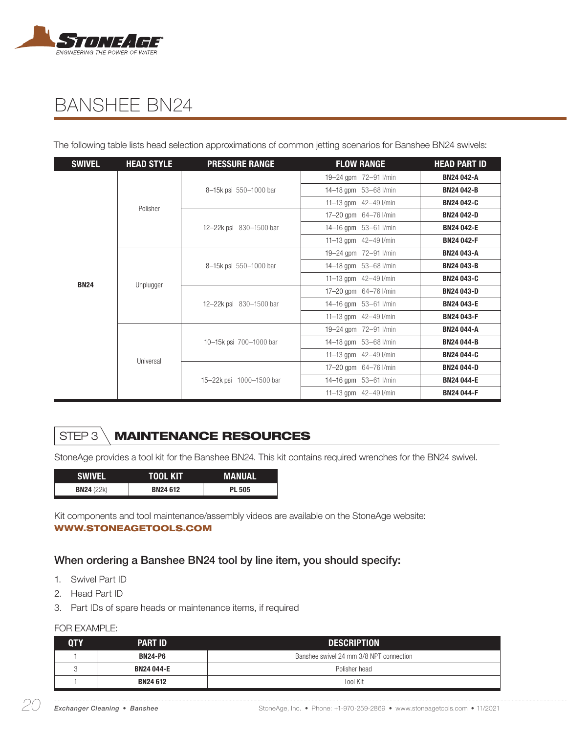# BANSHEE BN24

The following table lists head selection approximations of common jetting scenarios for Banshee BN24 swivels:

| SWIVEL | HEAD STYLE | PRESSURE RANGE | FLOW RANGE | HEAD PART ID |
|---|---|---|---|---|
| BN24 | Polisher | 8–15k psi 550–1000 bar | 19–24 gpm 72–91 l/min | **BN24 042-A** |
| | | | 14–18 gpm 53–68 l/min | **BN24 042-B** |
| | | | 11–13 gpm 42–49 l/min | **BN24 042-C** |
| | | 12–22k psi 830–1500 bar | 17–20 gpm 64–76 l/min | **BN24 042-D** |
| | | | 14–16 gpm 53–61 l/min | **BN24 042-E** |
| | | | 11–13 gpm 42–49 l/min | **BN24 042-F** |
| | Unplugger | 8–15k psi 550–1000 bar | 19–24 gpm 72–91 l/min | **BN24 043-A** |
| | | | 14–18 gpm 53–68 l/min | **BN24 043-B** |
| | | | 11–13 gpm 42–49 l/min | **BN24 043-C** |
| | | 12–22k psi 830–1500 bar | 17–20 gpm 64–76 l/min | **BN24 043-D** |
| | | | 14–16 gpm 53–61 l/min | **BN24 043-E** |
| | | | 11–13 gpm 42–49 l/min | **BN24 043-F** |
| | Universal | 10–15k psi 700–1000 bar | 19–24 gpm 72–91 l/min | **BN24 044-A** |
| | | | 14–18 gpm 53–68 l/min | **BN24 044-B** |
| | | | 11–13 gpm 42–49 l/min | **BN24 044-C** |
| | | 15–22k psi 1000–1500 bar | 17–20 gpm 64–76 l/min | **BN24 044-D** |
| | | | 14–16 gpm 53–61 l/min | **BN24 044-E** |
| | | | 11–13 gpm 42–49 l/min | **BN24 044-F** |

## STEP 3 MAINTENANCE RESOURCES

StoneAge provides a tool kit for the Banshee BN24. This kit contains required wrenches for the BN24 swivel.

| SWIVEL | TOOL KIT | MANUAL |
|---|---|---|
| **BN24** (22k) | **BN24 612** | **PL 505** |

Kit components and tool maintenance/assembly videos are available on the StoneAge website:
**WWW.STONEAGETOOLS.COM**

### When ordering a Banshee BN24 tool by line item, you should specify:

1. Swivel Part ID
2. Head Part ID
3. Part IDs of spare heads or maintenance items, if required

FOR EXAMPLE:

| QTY | PART ID | DESCRIPTION |
|---|---|---|
| 1 | **BN24-P6** | Banshee swivel 24 mm 3/8 NPT connection |
| 3 | **BN24 044-E** | Polisher head |
| 1 | **BN24 612** | Tool Kit |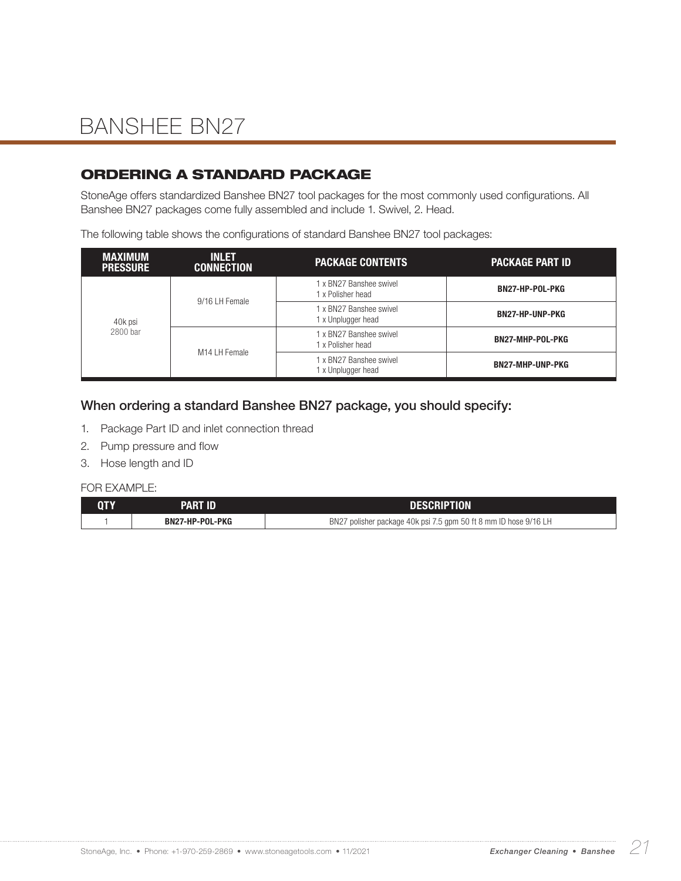# BANSHEE BN27

## ORDERING A STANDARD PACKAGE

StoneAge offers standardized Banshee BN27 tool packages for the most commonly used configurations. All Banshee BN27 packages come fully assembled and include 1. Swivel, 2. Head.

The following table shows the configurations of standard Banshee BN27 tool packages:

| MAXIMUM PRESSURE | INLET CONNECTION | PACKAGE CONTENTS | PACKAGE PART ID |
|---|---|---|---|
| 40k psi 2800 bar | 9/16 LH Female | 1 x BN27 Banshee swivel<br>1 x Polisher head | **BN27-HP-POL-PKG** |
| | | 1 x BN27 Banshee swivel<br>1 x Unplugger head | **BN27-HP-UNP-PKG** |
| | M14 LH Female | 1 x BN27 Banshee swivel<br>1 x Polisher head | **BN27-MHP-POL-PKG** |
| | | 1 x BN27 Banshee swivel<br>1 x Unplugger head | **BN27-MHP-UNP-PKG** |

### When ordering a standard Banshee BN27 package, you should specify:

1. Package Part ID and inlet connection thread
2. Pump pressure and flow
3. Hose length and ID

FOR EXAMPLE:

| QTY | PART ID | DESCRIPTION |
|---|---|---|
| 1 | **BN27-HP-POL-PKG** | BN27 polisher package 40k psi 7.5 gpm 50 ft 8 mm ID hose 9/16 LH |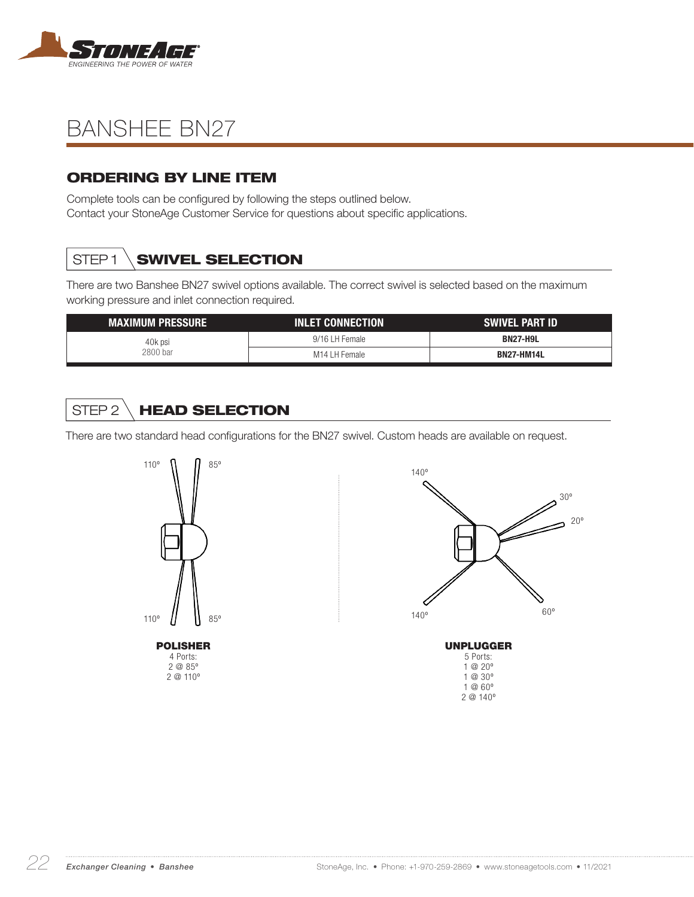# BANSHEE BN27

## ORDERING BY LINE ITEM

Complete tools can be configured by following the steps outlined below.
Contact your StoneAge Customer Service for questions about specific applications.

### STEP 1 SWIVEL SELECTION

There are two Banshee BN27 swivel options available. The correct swivel is selected based on the maximum working pressure and inlet connection required.

| MAXIMUM PRESSURE | INLET CONNECTION | SWIVEL PART ID |
|---|---|---|
| 40k psi 2800 bar | 9/16 LH Female | **BN27-H9L** |
| | M14 LH Female | **BN27-HM14L** |

### STEP 2 HEAD SELECTION

There are two standard head configurations for the BN27 swivel. Custom heads are available on request.

110° 85°

110° 85°

**POLISHER**
4 Ports:
2 @ 85°
2 @ 110°

140° 30° 20°

140° 60°

**UNPLUGGER**
5 Ports:
1 @ 20°
1 @ 30°
1 @ 60°
2 @ 140°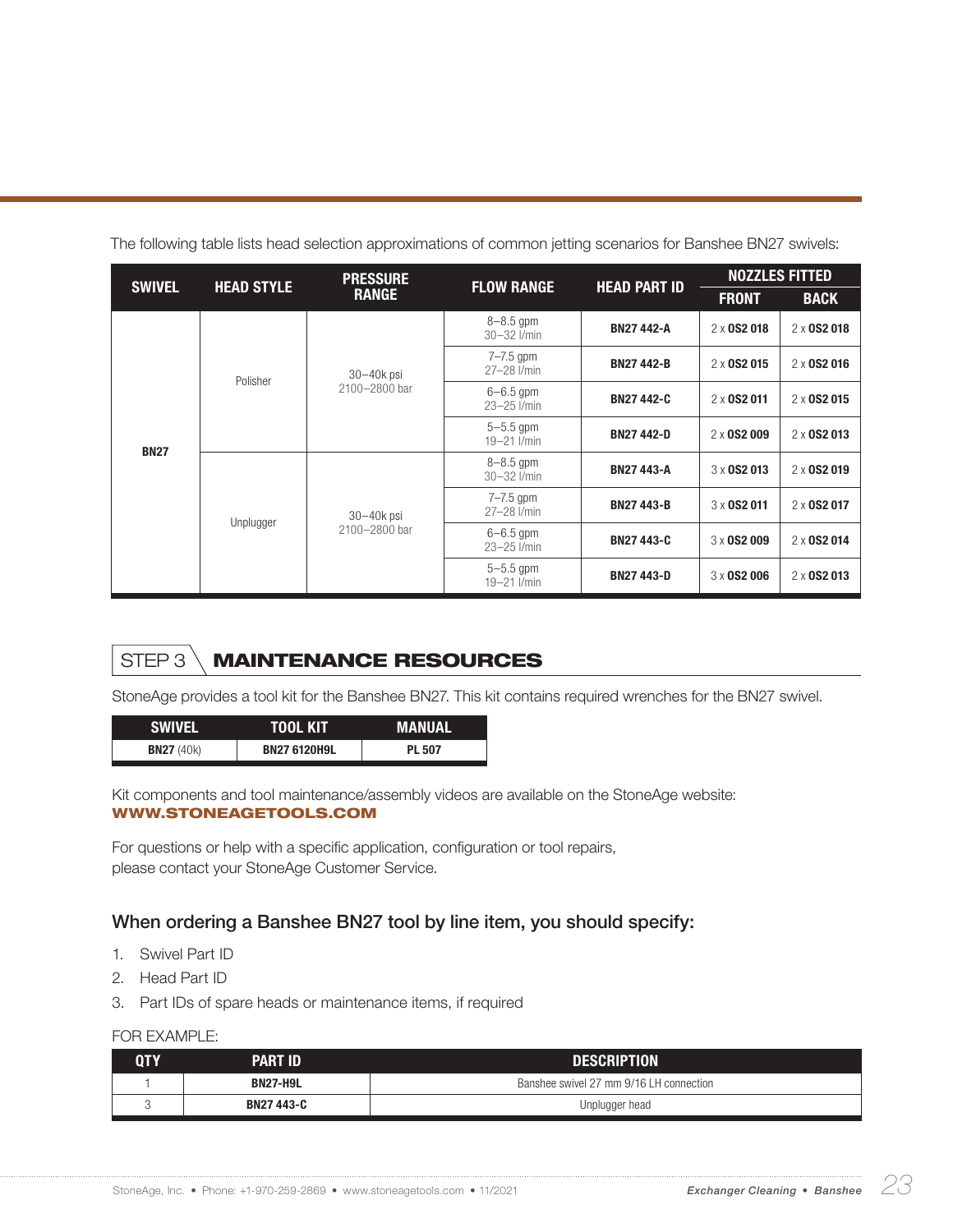The following table lists head selection approximations of common jetting scenarios for Banshee BN27 swivels:

| SWIVEL | HEAD STYLE | PRESSURE RANGE | FLOW RANGE | HEAD PART ID | NOZZLES FITTED | |
|---|---|---|---|---|---|---|
| | | | | | FRONT | BACK |
| BN27 | Polisher | 30–40k psi 2100–2800 bar | 8–8.5 gpm 30–32 l/min | **BN27 442-A** | 2 x **OS2 018** | 2 x **OS2 018** |
| | | | 7–7.5 gpm 27–28 l/min | **BN27 442-B** | 2 x **OS2 015** | 2 x **OS2 016** |
| | | | 6–6.5 gpm 23–25 l/min | **BN27 442-C** | 2 x **OS2 011** | 2 x **OS2 015** |
| | | | 5–5.5 gpm 19–21 l/min | **BN27 442-D** | 2 x **OS2 009** | 2 x **OS2 013** |
| | Unplugger | 30–40k psi 2100–2800 bar | 8–8.5 gpm 30–32 l/min | **BN27 443-A** | 3 x **OS2 013** | 2 x **OS2 019** |
| | | | 7–7.5 gpm 27–28 l/min | **BN27 443-B** | 3 x **OS2 011** | 2 x **OS2 017** |
| | | | 6–6.5 gpm 23–25 l/min | **BN27 443-C** | 3 x **OS2 009** | 2 x **OS2 014** |
| | | | 5–5.5 gpm 19–21 l/min | **BN27 443-D** | 3 x **OS2 006** | 2 x **OS2 013** |

## STEP 3 MAINTENANCE RESOURCES

StoneAge provides a tool kit for the Banshee BN27. This kit contains required wrenches for the BN27 swivel.

| SWIVEL | TOOL KIT | MANUAL |
|---|---|---|
| **BN27** (40k) | **BN27 6120H9L** | **PL 507** |

Kit components and tool maintenance/assembly videos are available on the StoneAge website:
**WWW.STONEAGETOOLS.COM**

For questions or help with a specific application, configuration or tool repairs, please contact your StoneAge Customer Service.

### When ordering a Banshee BN27 tool by line item, you should specify:

1. Swivel Part ID
2. Head Part ID
3. Part IDs of spare heads or maintenance items, if required

FOR EXAMPLE:

| QTY | PART ID | DESCRIPTION |
|---|---|---|
| 1 | **BN27-H9L** | Banshee swivel 27 mm 9/16 LH connection |
| 3 | **BN27 443-C** | Unplugger head |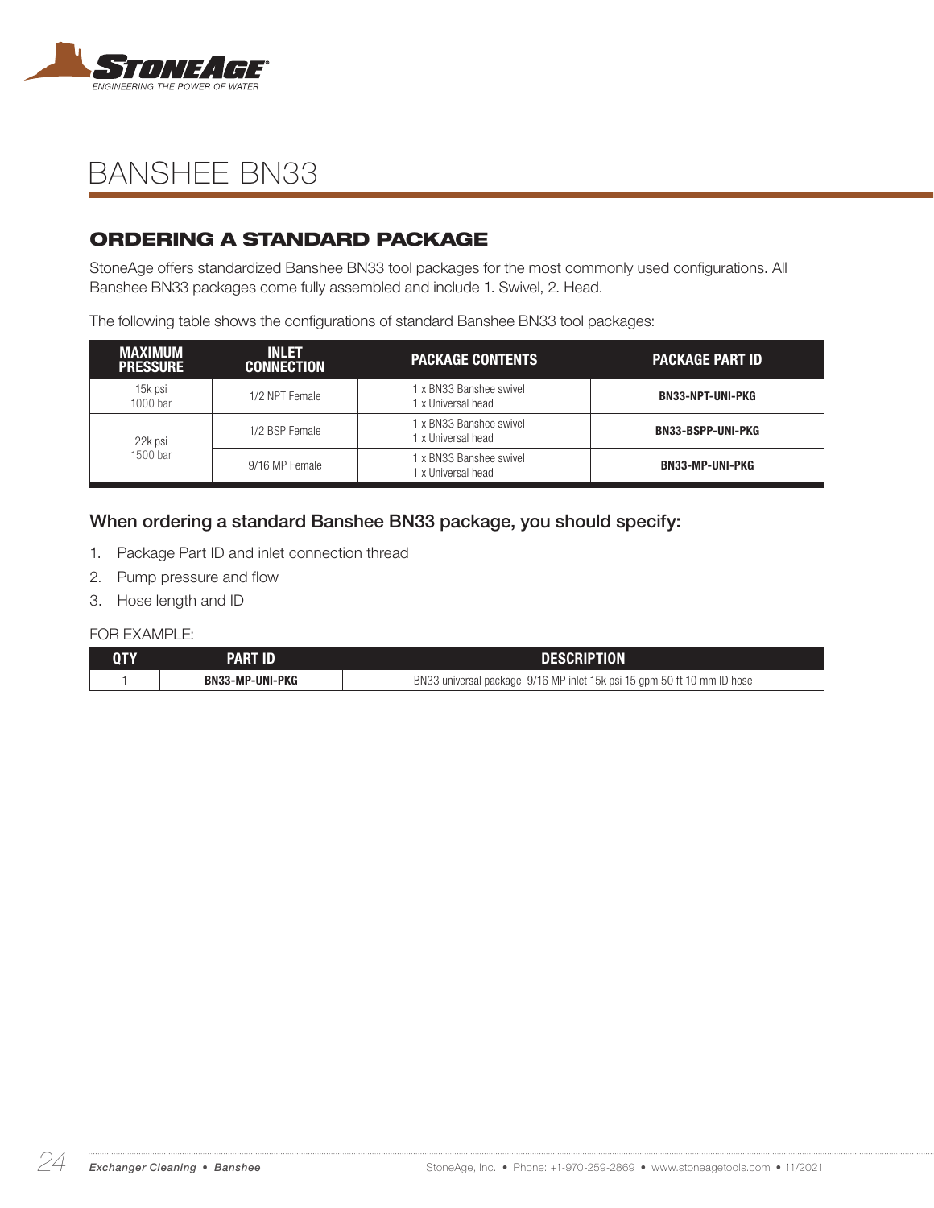# BANSHEE BN33

## ORDERING A STANDARD PACKAGE

StoneAge offers standardized Banshee BN33 tool packages for the most commonly used configurations. All Banshee BN33 packages come fully assembled and include 1. Swivel, 2. Head.

The following table shows the configurations of standard Banshee BN33 tool packages:

| MAXIMUM PRESSURE | INLET CONNECTION | PACKAGE CONTENTS | PACKAGE PART ID |
|---|---|---|---|
| 15k psi 1000 bar | 1/2 NPT Female | 1 x BN33 Banshee swivel<br>1 x Universal head | **BN33-NPT-UNI-PKG** |
| 22k psi 1500 bar | 1/2 BSP Female | 1 x BN33 Banshee swivel<br>1 x Universal head | **BN33-BSPP-UNI-PKG** |
| | 9/16 MP Female | 1 x BN33 Banshee swivel<br>1 x Universal head | **BN33-MP-UNI-PKG** |

### When ordering a standard Banshee BN33 package, you should specify:

1. Package Part ID and inlet connection thread
2. Pump pressure and flow
3. Hose length and ID

FOR EXAMPLE:

| QTY | PART ID | DESCRIPTION |
|---|---|---|
| 1 | **BN33-MP-UNI-PKG** | BN33 universal package 9/16 MP inlet 15k psi 15 gpm 50 ft 10 mm ID hose |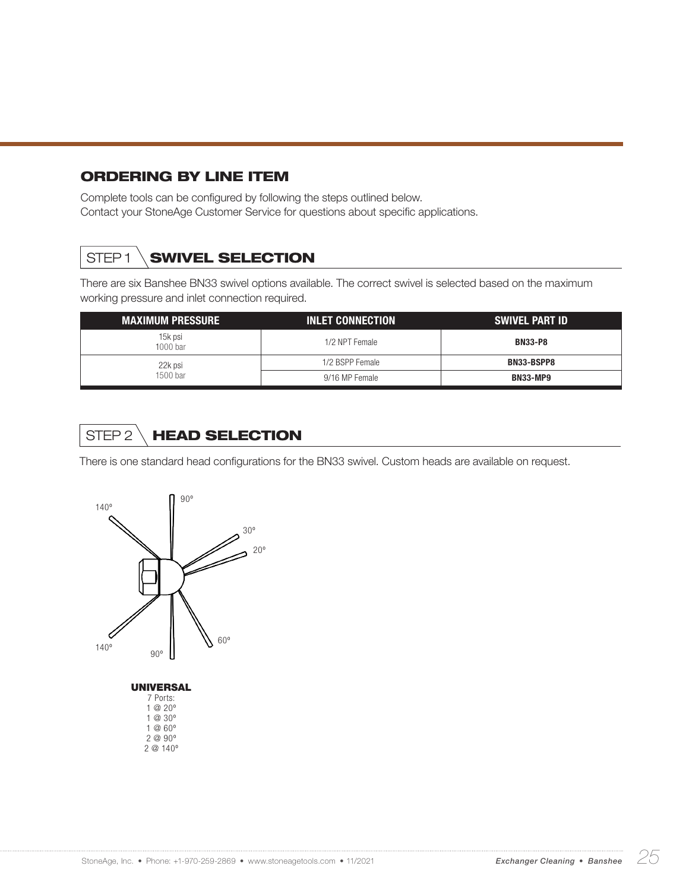## ORDERING BY LINE ITEM

Complete tools can be configured by following the steps outlined below.
Contact your StoneAge Customer Service for questions about specific applications.

### STEP 1 SWIVEL SELECTION

There are six Banshee BN33 swivel options available. The correct swivel is selected based on the maximum working pressure and inlet connection required.

| MAXIMUM PRESSURE | INLET CONNECTION | SWIVEL PART ID |
|---|---|---|
| 15k psi 1000 bar | 1/2 NPT Female | **BN33-P8** |
| 22k psi 1500 bar | 1/2 BSPP Female | **BN33-BSPP8** |
| | 9/16 MP Female | **BN33-MP9** |

### STEP 2 HEAD SELECTION

There is one standard head configurations for the BN33 swivel. Custom heads are available on request.

**UNIVERSAL**
7 Ports:
1 @ 20°
1 @ 30°
1 @ 60°
2 @ 90°
2 @ 140°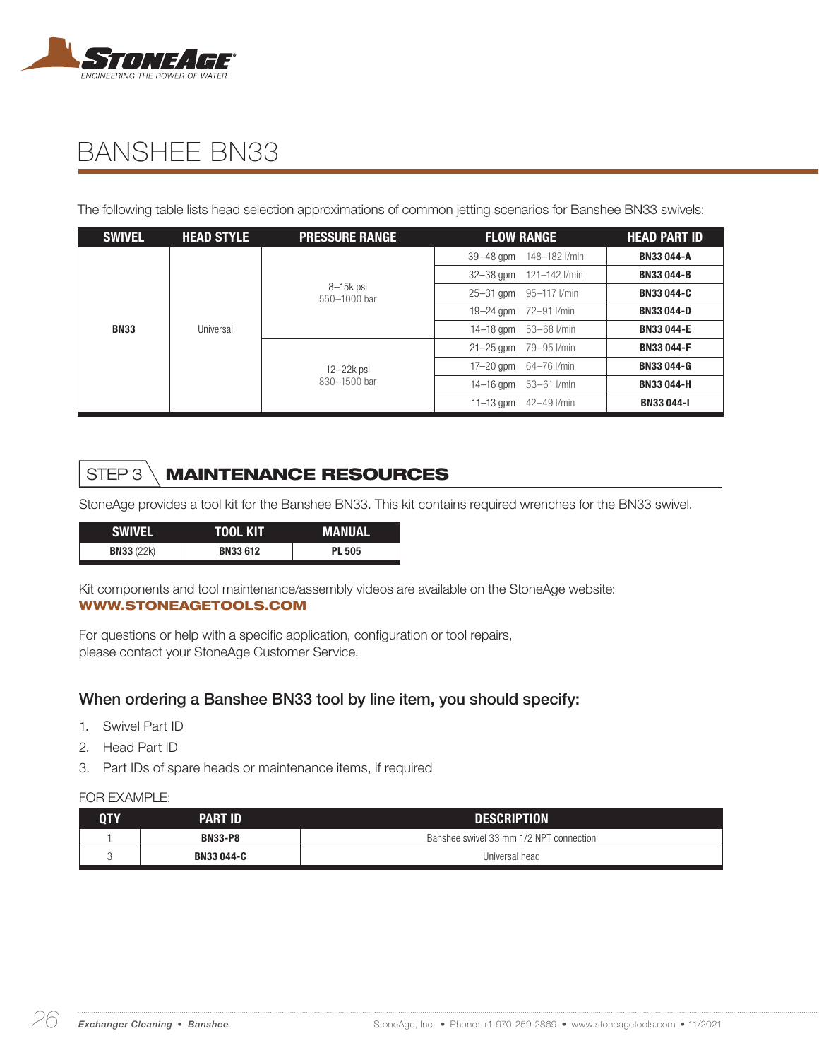# BANSHEE BN33

The following table lists head selection approximations of common jetting scenarios for Banshee BN33 swivels:

| SWIVEL | HEAD STYLE | PRESSURE RANGE | FLOW RANGE | | HEAD PART ID |
|---|---|---|---|---|---|
| BN33 | Universal | 8–15k psi 550–1000 bar | 39–48 gpm | 148–182 l/min | BN33 044-A |
| | | | 32–38 gpm | 121–142 l/min | BN33 044-B |
| | | | 25–31 gpm | 95–117 l/min | BN33 044-C |
| | | | 19–24 gpm | 72–91 l/min | BN33 044-D |
| | | | 14–18 gpm | 53–68 l/min | BN33 044-E |
| | | 12–22k psi 830–1500 bar | 21–25 gpm | 79–95 l/min | BN33 044-F |
| | | | 17–20 gpm | 64–76 l/min | BN33 044-G |
| | | | 14–16 gpm | 53–61 l/min | BN33 044-H |
| | | | 11–13 gpm | 42–49 l/min | BN33 044-I |

## STEP 3 MAINTENANCE RESOURCES

StoneAge provides a tool kit for the Banshee BN33. This kit contains required wrenches for the BN33 swivel.

| SWIVEL | TOOL KIT | MANUAL |
|---|---|---|
| **BN33** (22k) | BN33 612 | PL 505 |

Kit components and tool maintenance/assembly videos are available on the StoneAge website:
**WWW.STONEAGETOOLS.COM**

For questions or help with a specific application, configuration or tool repairs, please contact your StoneAge Customer Service.

### When ordering a Banshee BN33 tool by line item, you should specify:

1. Swivel Part ID
2. Head Part ID
3. Part IDs of spare heads or maintenance items, if required

FOR EXAMPLE:

| QTY | PART ID | DESCRIPTION |
|---|---|---|
| 1 | BN33-P8 | Banshee swivel 33 mm 1/2 NPT connection |
| 3 | BN33 044-C | Universal head |